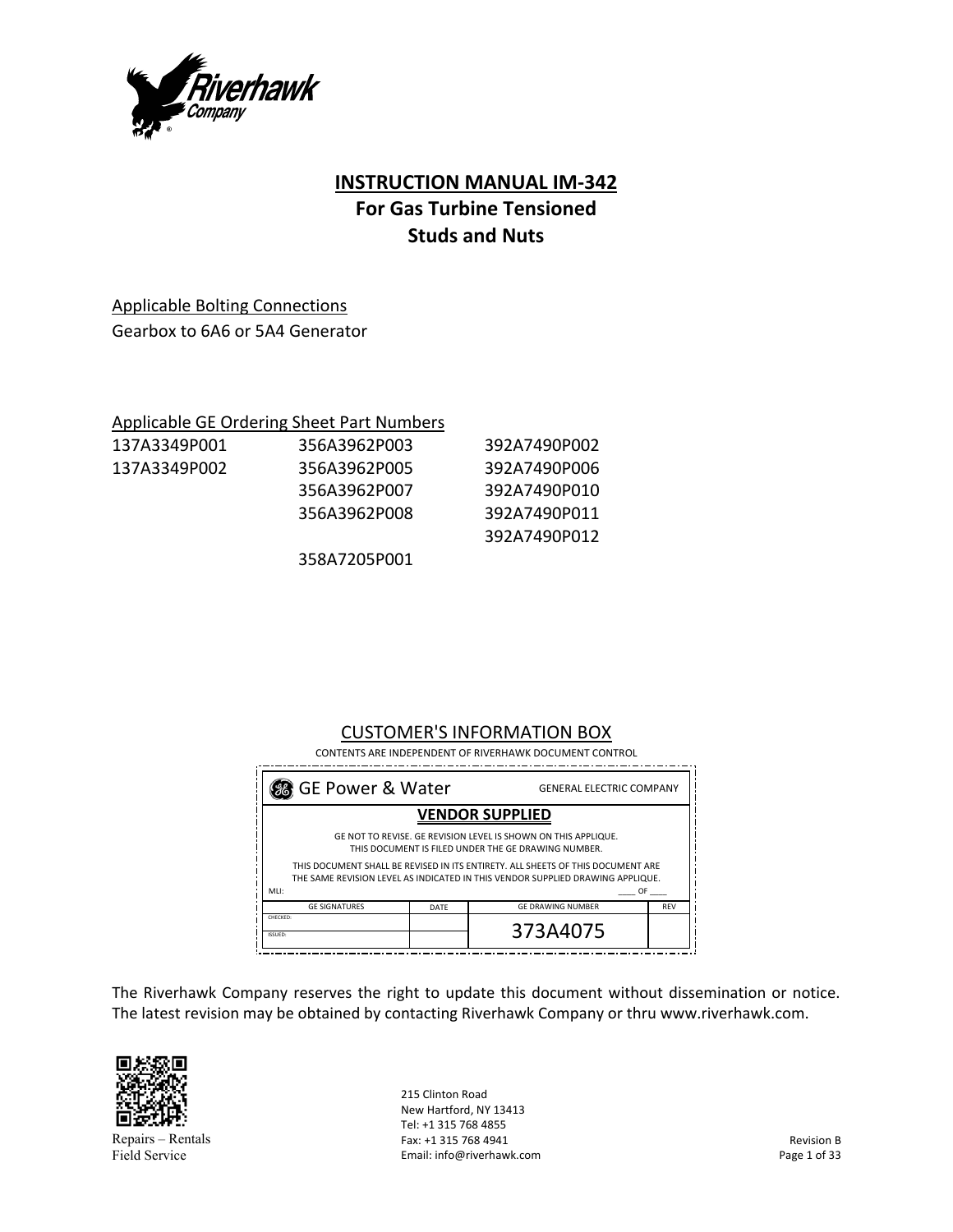# INSTRUCTION MANUAL IM-342
## For Gas Turbine Tensioned Studs and Nuts

Applicable Bolting Connections

Gearbox to 6A6 or 5A4 Generator

Applicable GE Ordering Sheet Part Numbers

| | | |
|---|---|---|
| 137A3349P001 | 356A3962P003 | 392A7490P002 |
| 137A3349P002 | 356A3962P005 | 392A7490P006 |
| | 356A3962P007 | 392A7490P010 |
| | 356A3962P008 | 392A7490P011 |
| | | 392A7490P012 |
| | 358A7205P001 | |

CUSTOMER'S INFORMATION BOX

CONTENTS ARE INDEPENDENT OF RIVERHAWK DOCUMENT CONTROL

GE Power & Water — GENERAL ELECTRIC COMPANY

**VENDOR SUPPLIED**

GE NOT TO REVISE. GE REVISION LEVEL IS SHOWN ON THIS APPLIQUE.
THIS DOCUMENT IS FILED UNDER THE GE DRAWING NUMBER.

THIS DOCUMENT SHALL BE REVISED IN ITS ENTIRETY. ALL SHEETS OF THIS DOCUMENT ARE THE SAME REVISION LEVEL AS INDICATED IN THIS VENDOR SUPPLIED DRAWING APPLIQUE.

MLI: ____ OF ____

| GE SIGNATURES | DATE | GE DRAWING NUMBER | REV |
|---|---|---|---|
| CHECKED: | | 373A4075 | |
| ISSUED: | | | |

The Riverhawk Company reserves the right to update this document without dissemination or notice. The latest revision may be obtained by contacting Riverhawk Company or thru www.riverhawk.com.

Repairs – Rentals
Field Service

215 Clinton Road
New Hartford, NY 13413
Tel: +1 315 768 4855
Fax: +1 315 768 4941
Email: info@riverhawk.com

Revision B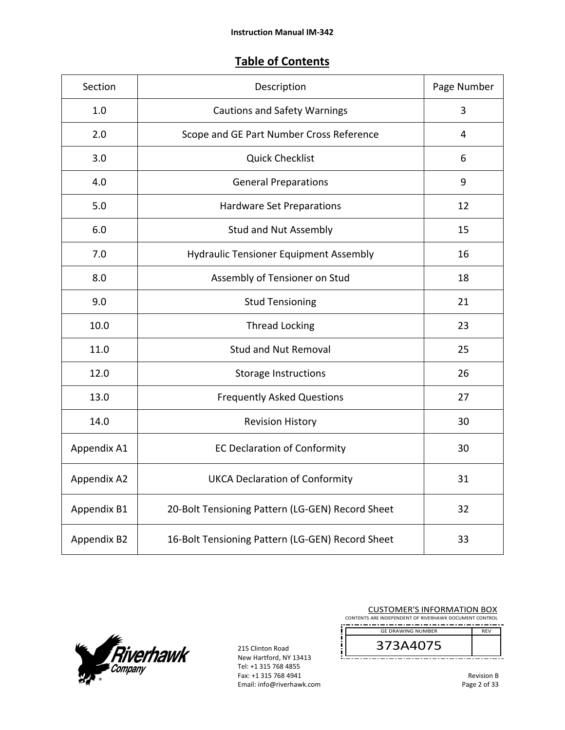## Table of Contents

| Section | Description | Page Number |
|---|---|---|
| 1.0 | Cautions and Safety Warnings | 3 |
| 2.0 | Scope and GE Part Number Cross Reference | 4 |
| 3.0 | Quick Checklist | 6 |
| 4.0 | General Preparations | 9 |
| 5.0 | Hardware Set Preparations | 12 |
| 6.0 | Stud and Nut Assembly | 15 |
| 7.0 | Hydraulic Tensioner Equipment Assembly | 16 |
| 8.0 | Assembly of Tensioner on Stud | 18 |
| 9.0 | Stud Tensioning | 21 |
| 10.0 | Thread Locking | 23 |
| 11.0 | Stud and Nut Removal | 25 |
| 12.0 | Storage Instructions | 26 |
| 13.0 | Frequently Asked Questions | 27 |
| 14.0 | Revision History | 30 |
| Appendix A1 | EC Declaration of Conformity | 30 |
| Appendix A2 | UKCA Declaration of Conformity | 31 |
| Appendix B1 | 20-Bolt Tensioning Pattern (LG-GEN) Record Sheet | 32 |
| Appendix B2 | 16-Bolt Tensioning Pattern (LG-GEN) Record Sheet | 33 |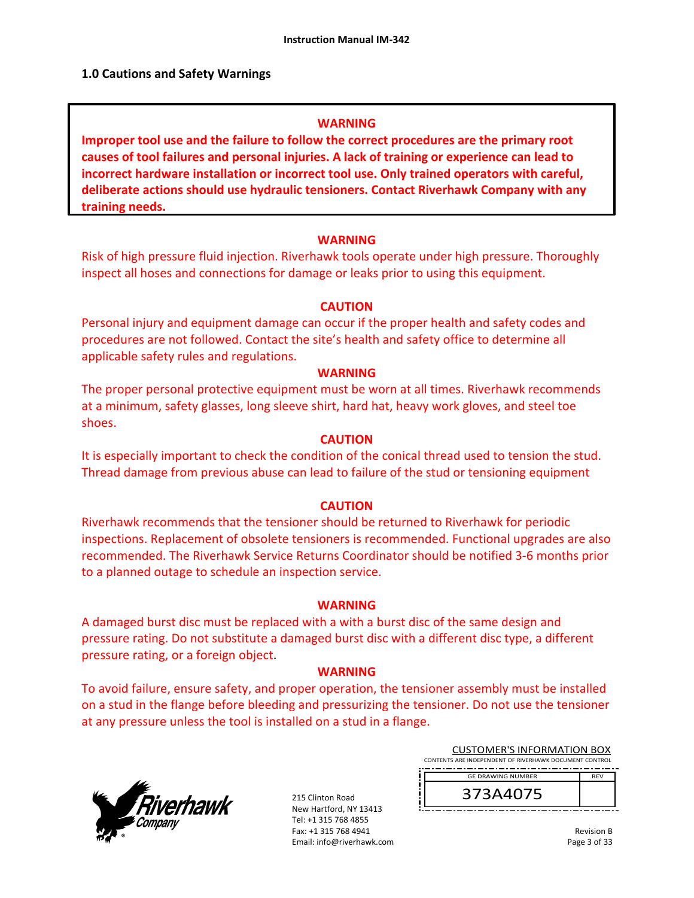## 1.0 Cautions and Safety Warnings

**WARNING**

**Improper tool use and the failure to follow the correct procedures are the primary root causes of tool failures and personal injuries. A lack of training or experience can lead to incorrect hardware installation or incorrect tool use. Only trained operators with careful, deliberate actions should use hydraulic tensioners. Contact Riverhawk Company with any training needs.**

**WARNING**

Risk of high pressure fluid injection. Riverhawk tools operate under high pressure. Thoroughly inspect all hoses and connections for damage or leaks prior to using this equipment.

**CAUTION**

Personal injury and equipment damage can occur if the proper health and safety codes and procedures are not followed. Contact the site's health and safety office to determine all applicable safety rules and regulations.

**WARNING**

The proper personal protective equipment must be worn at all times. Riverhawk recommends at a minimum, safety glasses, long sleeve shirt, hard hat, heavy work gloves, and steel toe shoes.

**CAUTION**

It is especially important to check the condition of the conical thread used to tension the stud. Thread damage from previous abuse can lead to failure of the stud or tensioning equipment

**CAUTION**

Riverhawk recommends that the tensioner should be returned to Riverhawk for periodic inspections. Replacement of obsolete tensioners is recommended. Functional upgrades are also recommended. The Riverhawk Service Returns Coordinator should be notified 3-6 months prior to a planned outage to schedule an inspection service.

**WARNING**

A damaged burst disc must be replaced with a with a burst disc of the same design and pressure rating. Do not substitute a damaged burst disc with a different disc type, a different pressure rating, or a foreign object.

**WARNING**

To avoid failure, ensure safety, and proper operation, the tensioner assembly must be installed on a stud in the flange before bleeding and pressurizing the tensioner. Do not use the tensioner at any pressure unless the tool is installed on a stud in a flange.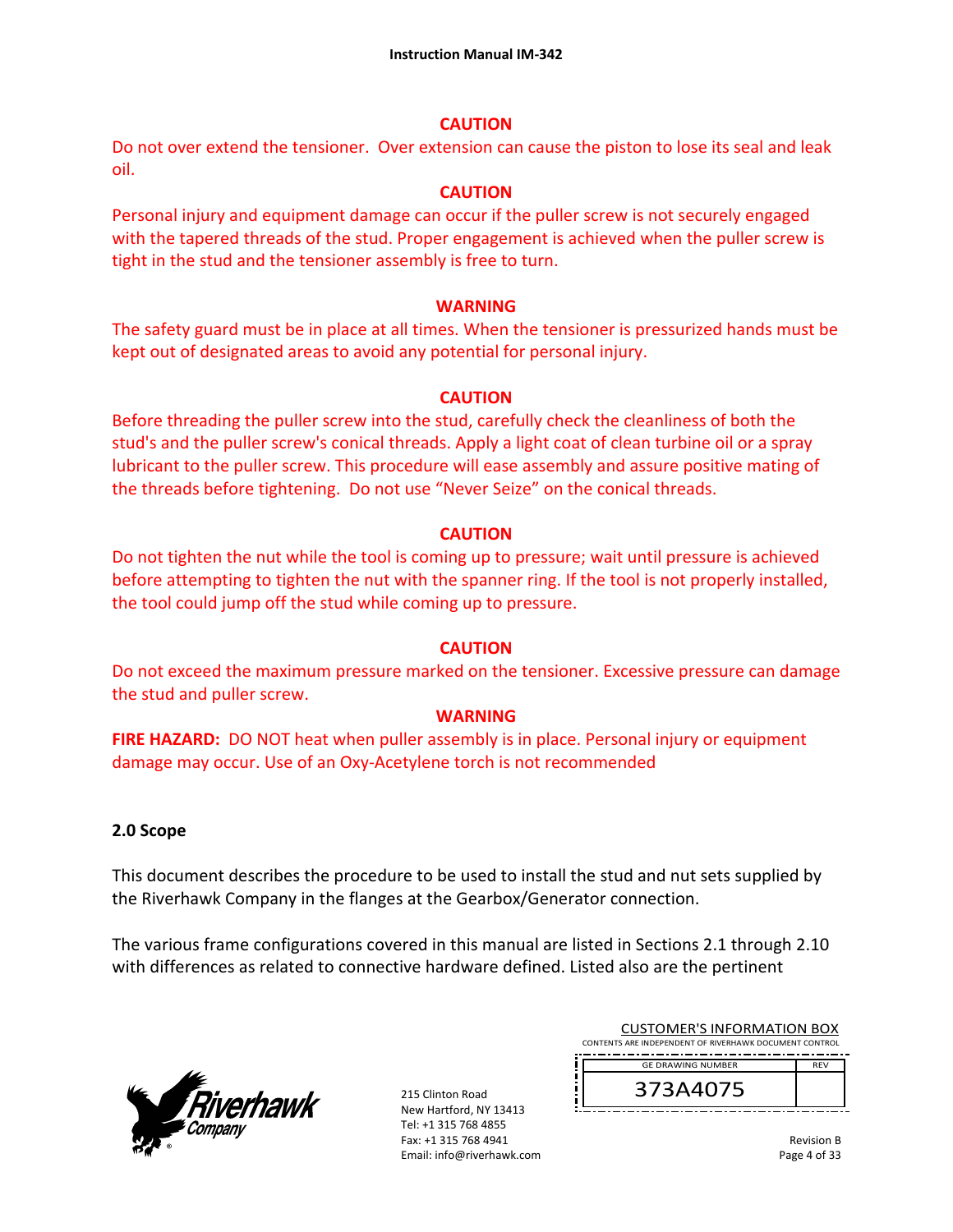**CAUTION**

Do not over extend the tensioner. Over extension can cause the piston to lose its seal and leak oil.

**CAUTION**

Personal injury and equipment damage can occur if the puller screw is not securely engaged with the tapered threads of the stud. Proper engagement is achieved when the puller screw is tight in the stud and the tensioner assembly is free to turn.

**WARNING**

The safety guard must be in place at all times. When the tensioner is pressurized hands must be kept out of designated areas to avoid any potential for personal injury.

**CAUTION**

Before threading the puller screw into the stud, carefully check the cleanliness of both the stud's and the puller screw's conical threads. Apply a light coat of clean turbine oil or a spray lubricant to the puller screw. This procedure will ease assembly and assure positive mating of the threads before tightening. Do not use "Never Seize" on the conical threads.

**CAUTION**

Do not tighten the nut while the tool is coming up to pressure; wait until pressure is achieved before attempting to tighten the nut with the spanner ring. If the tool is not properly installed, the tool could jump off the stud while coming up to pressure.

**CAUTION**

Do not exceed the maximum pressure marked on the tensioner. Excessive pressure can damage the stud and puller screw.

**WARNING**

**FIRE HAZARD:** DO NOT heat when puller assembly is in place. Personal injury or equipment damage may occur. Use of an Oxy-Acetylene torch is not recommended

## 2.0 Scope

This document describes the procedure to be used to install the stud and nut sets supplied by the Riverhawk Company in the flanges at the Gearbox/Generator connection.

The various frame configurations covered in this manual are listed in Sections 2.1 through 2.10 with differences as related to connective hardware defined. Listed also are the pertinent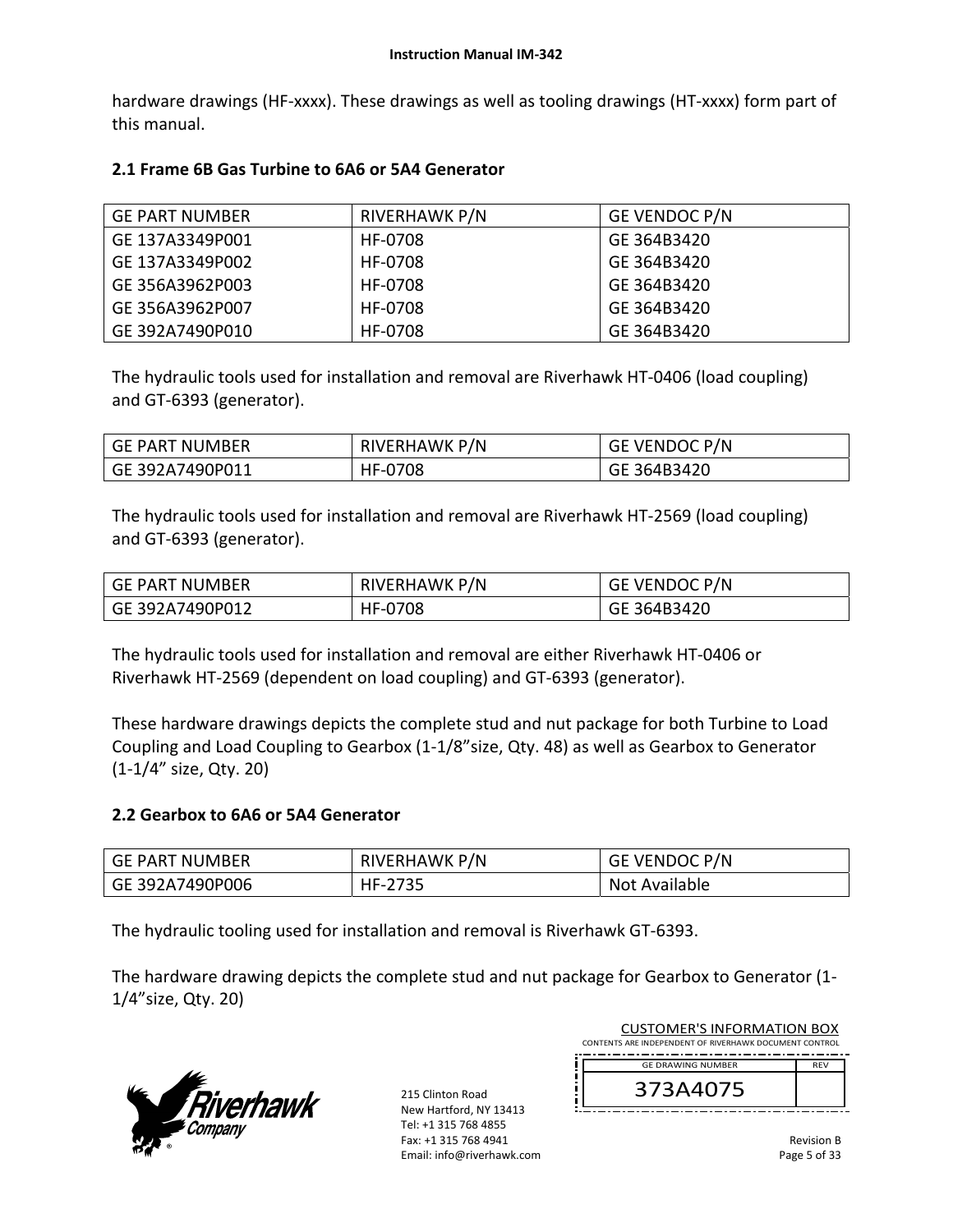hardware drawings (HF-xxxx). These drawings as well as tooling drawings (HT-xxxx) form part of this manual.

## 2.1 Frame 6B Gas Turbine to 6A6 or 5A4 Generator

| GE PART NUMBER | RIVERHAWK P/N | GE VENDOC P/N |
|---|---|---|
| GE 137A3349P001 | HF-0708 | GE 364B3420 |
| GE 137A3349P002 | HF-0708 | GE 364B3420 |
| GE 356A3962P003 | HF-0708 | GE 364B3420 |
| GE 356A3962P007 | HF-0708 | GE 364B3420 |
| GE 392A7490P010 | HF-0708 | GE 364B3420 |

The hydraulic tools used for installation and removal are Riverhawk HT-0406 (load coupling) and GT-6393 (generator).

| GE PART NUMBER | RIVERHAWK P/N | GE VENDOC P/N |
|---|---|---|
| GE 392A7490P011 | HF-0708 | GE 364B3420 |

The hydraulic tools used for installation and removal are Riverhawk HT-2569 (load coupling) and GT-6393 (generator).

| GE PART NUMBER | RIVERHAWK P/N | GE VENDOC P/N |
|---|---|---|
| GE 392A7490P012 | HF-0708 | GE 364B3420 |

The hydraulic tools used for installation and removal are either Riverhawk HT-0406 or Riverhawk HT-2569 (dependent on load coupling) and GT-6393 (generator).

These hardware drawings depicts the complete stud and nut package for both Turbine to Load Coupling and Load Coupling to Gearbox (1-1/8"size, Qty. 48) as well as Gearbox to Generator (1-1/4" size, Qty. 20)

## 2.2 Gearbox to 6A6 or 5A4 Generator

| GE PART NUMBER | RIVERHAWK P/N | GE VENDOC P/N |
|---|---|---|
| GE 392A7490P006 | HF-2735 | Not Available |

The hydraulic tooling used for installation and removal is Riverhawk GT-6393.

The hardware drawing depicts the complete stud and nut package for Gearbox to Generator (1-1/4"size, Qty. 20)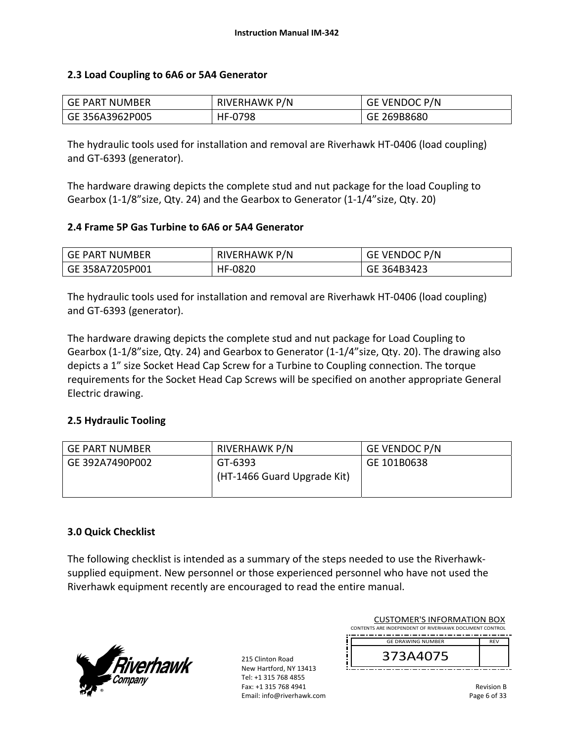## 2.3 Load Coupling to 6A6 or 5A4 Generator

| GE PART NUMBER | RIVERHAWK P/N | GE VENDOC P/N |
|---|---|---|
| GE 356A3962P005 | HF-0798 | GE 269B8680 |

The hydraulic tools used for installation and removal are Riverhawk HT-0406 (load coupling) and GT-6393 (generator).

The hardware drawing depicts the complete stud and nut package for the load Coupling to Gearbox (1-1/8"size, Qty. 24) and the Gearbox to Generator (1-1/4"size, Qty. 20)

## 2.4 Frame 5P Gas Turbine to 6A6 or 5A4 Generator

| GE PART NUMBER | RIVERHAWK P/N | GE VENDOC P/N |
|---|---|---|
| GE 358A7205P001 | HF-0820 | GE 364B3423 |

The hydraulic tools used for installation and removal are Riverhawk HT-0406 (load coupling) and GT-6393 (generator).

The hardware drawing depicts the complete stud and nut package for Load Coupling to Gearbox (1-1/8"size, Qty. 24) and Gearbox to Generator (1-1/4"size, Qty. 20). The drawing also depicts a 1" size Socket Head Cap Screw for a Turbine to Coupling connection. The torque requirements for the Socket Head Cap Screws will be specified on another appropriate General Electric drawing.

## 2.5 Hydraulic Tooling

| GE PART NUMBER | RIVERHAWK P/N | GE VENDOC P/N |
|---|---|---|
| GE 392A7490P002 | GT-6393<br>(HT-1466 Guard Upgrade Kit) | GE 101B0638 |

# 3.0 Quick Checklist

The following checklist is intended as a summary of the steps needed to use the Riverhawk-supplied equipment. New personnel or those experienced personnel who have not used the Riverhawk equipment recently are encouraged to read the entire manual.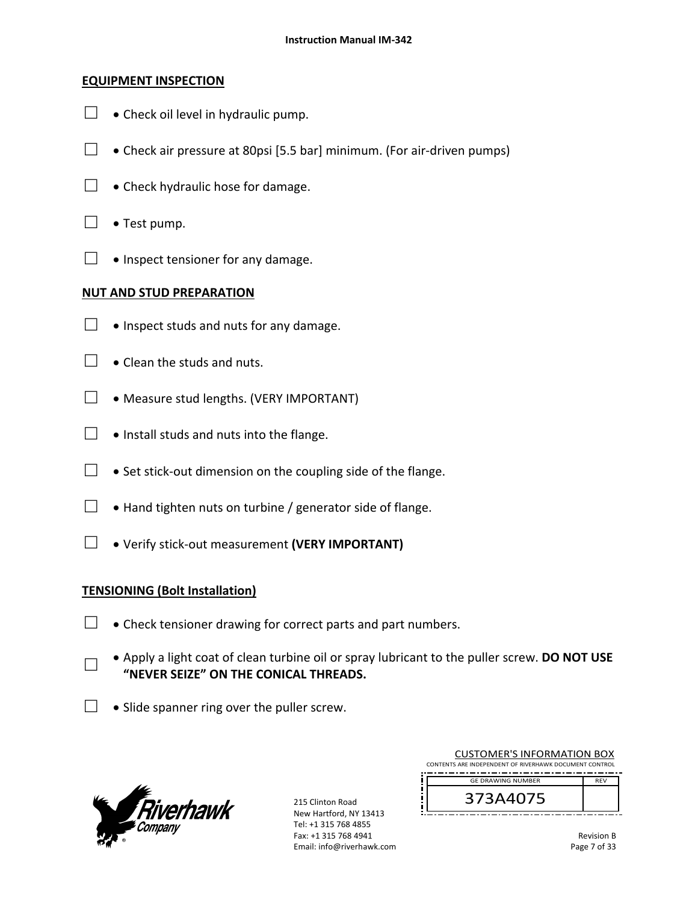## EQUIPMENT INSPECTION

- ☐ • Check oil level in hydraulic pump.
- ☐ • Check air pressure at 80psi [5.5 bar] minimum. (For air-driven pumps)
- ☐ • Check hydraulic hose for damage.
- ☐ • Test pump.
- ☐ • Inspect tensioner for any damage.

## NUT AND STUD PREPARATION

- ☐ • Inspect studs and nuts for any damage.
- ☐ • Clean the studs and nuts.
- ☐ • Measure stud lengths. (VERY IMPORTANT)
- ☐ • Install studs and nuts into the flange.
- ☐ • Set stick-out dimension on the coupling side of the flange.
- ☐ • Hand tighten nuts on turbine / generator side of flange.
- ☐ • Verify stick-out measurement **(VERY IMPORTANT)**

## TENSIONING (Bolt Installation)

- ☐ • Check tensioner drawing for correct parts and part numbers.
- ☐ • Apply a light coat of clean turbine oil or spray lubricant to the puller screw. **DO NOT USE "NEVER SEIZE" ON THE CONICAL THREADS.**
- ☐ • Slide spanner ring over the puller screw.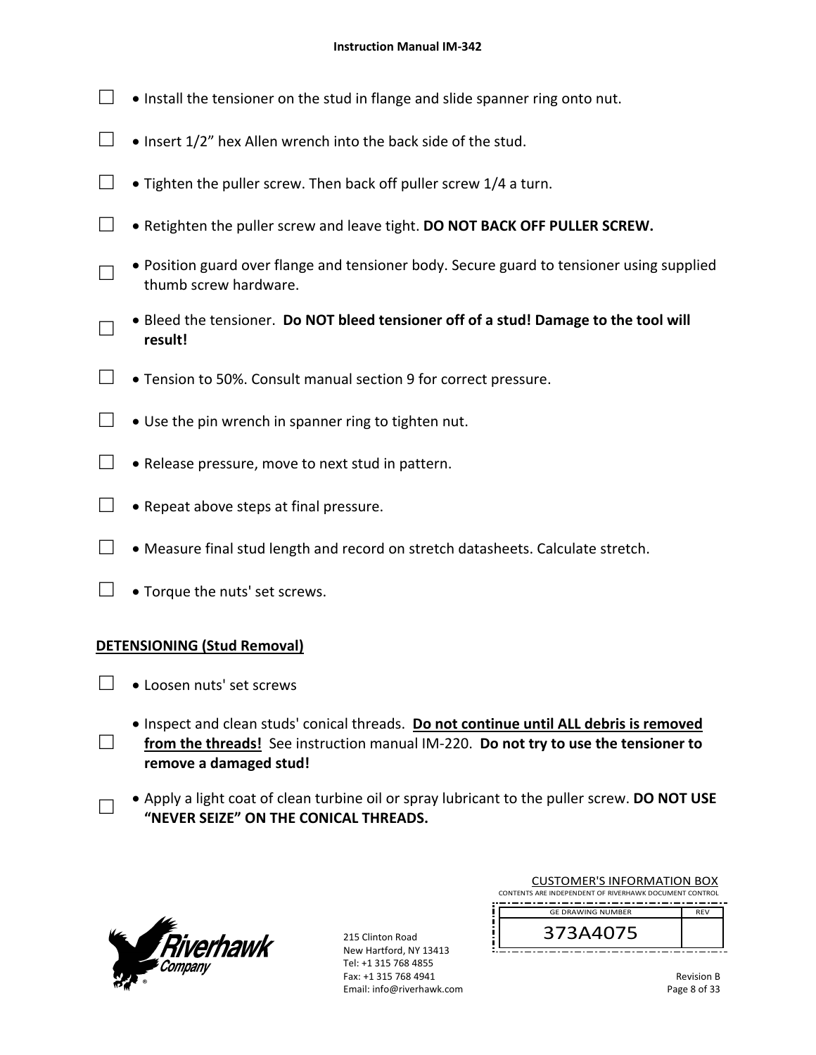- ☐ • Install the tensioner on the stud in flange and slide spanner ring onto nut.
- ☐ • Insert 1/2” hex Allen wrench into the back side of the stud.
- ☐ • Tighten the puller screw. Then back off puller screw 1/4 a turn.
- ☐ • Retighten the puller screw and leave tight. **DO NOT BACK OFF PULLER SCREW.**
- ☐ • Position guard over flange and tensioner body. Secure guard to tensioner using supplied thumb screw hardware.
- ☐ • Bleed the tensioner. **Do NOT bleed tensioner off of a stud! Damage to the tool will result!**
- ☐ • Tension to 50%. Consult manual section 9 for correct pressure.
- ☐ • Use the pin wrench in spanner ring to tighten nut.
- ☐ • Release pressure, move to next stud in pattern.
- ☐ • Repeat above steps at final pressure.
- ☐ • Measure final stud length and record on stretch datasheets. Calculate stretch.
- ☐ • Torque the nuts' set screws.

## DETENSIONING (Stud Removal)

- ☐ • Loosen nuts' set screws
- ☐ • Inspect and clean studs' conical threads. **Do not continue until ALL debris is removed from the threads!** See instruction manual IM-220. **Do not try to use the tensioner to remove a damaged stud!**
- ☐ • Apply a light coat of clean turbine oil or spray lubricant to the puller screw. **DO NOT USE “NEVER SEIZE” ON THE CONICAL THREADS.**

215 Clinton Road
New Hartford, NY 13413
Tel: +1 315 768 4855
Fax: +1 315 768 4941
Email: info@riverhawk.com

CUSTOMER'S INFORMATION BOX
CONTENTS ARE INDEPENDENT OF RIVERHAWK DOCUMENT CONTROL

| GE DRAWING NUMBER | REV |
|---|---|
| 373A4075 | |

Revision B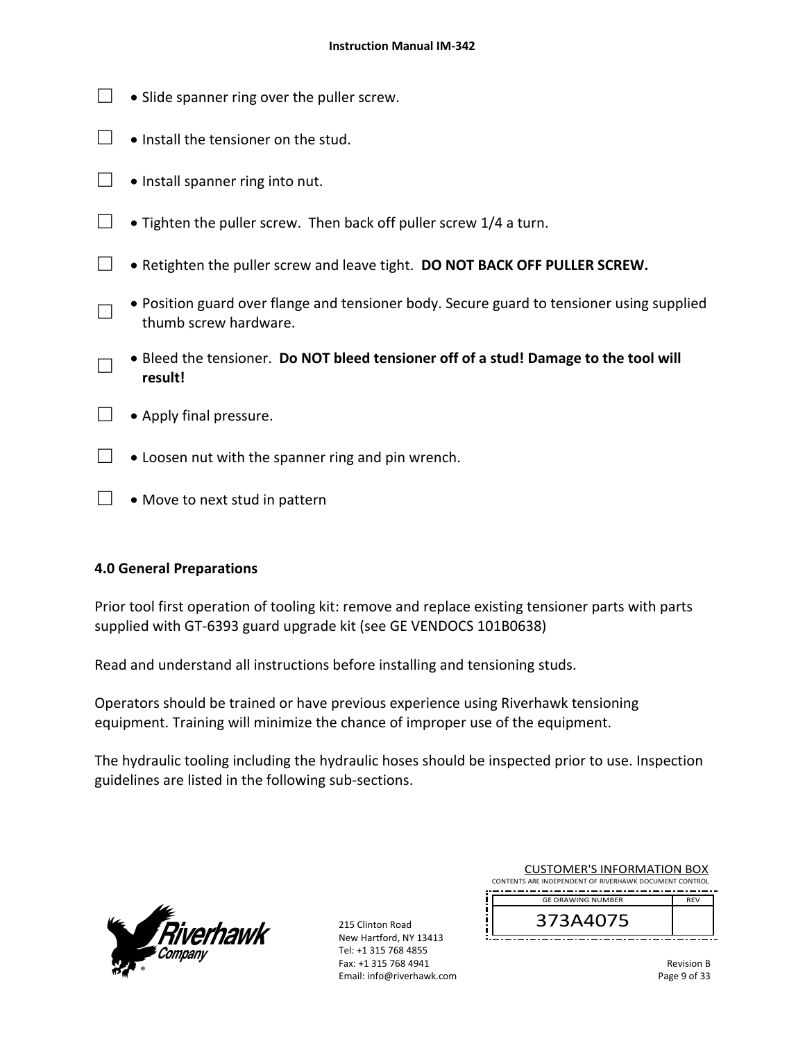☐ • Slide spanner ring over the puller screw.

☐ • Install the tensioner on the stud.

☐ • Install spanner ring into nut.

☐ • Tighten the puller screw. Then back off puller screw 1/4 a turn.

☐ • Retighten the puller screw and leave tight. **DO NOT BACK OFF PULLER SCREW.**

☐ • Position guard over flange and tensioner body. Secure guard to tensioner using supplied thumb screw hardware.

☐ • Bleed the tensioner. **Do NOT bleed tensioner off of a stud! Damage to the tool will result!**

☐ • Apply final pressure.

☐ • Loosen nut with the spanner ring and pin wrench.

☐ • Move to next stud in pattern

## 4.0 General Preparations

Prior tool first operation of tooling kit: remove and replace existing tensioner parts with parts supplied with GT-6393 guard upgrade kit (see GE VENDOCS 101B0638)

Read and understand all instructions before installing and tensioning studs.

Operators should be trained or have previous experience using Riverhawk tensioning equipment. Training will minimize the chance of improper use of the equipment.

The hydraulic tooling including the hydraulic hoses should be inspected prior to use. Inspection guidelines are listed in the following sub-sections.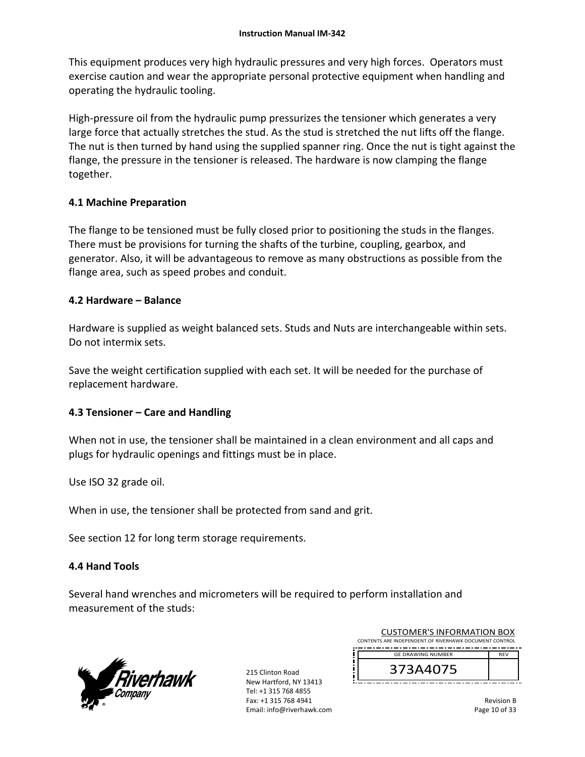This equipment produces very high hydraulic pressures and very high forces. Operators must exercise caution and wear the appropriate personal protective equipment when handling and operating the hydraulic tooling.

High-pressure oil from the hydraulic pump pressurizes the tensioner which generates a very large force that actually stretches the stud. As the stud is stretched the nut lifts off the flange. The nut is then turned by hand using the supplied spanner ring. Once the nut is tight against the flange, the pressure in the tensioner is released. The hardware is now clamping the flange together.

## 4.1 Machine Preparation

The flange to be tensioned must be fully closed prior to positioning the studs in the flanges. There must be provisions for turning the shafts of the turbine, coupling, gearbox, and generator. Also, it will be advantageous to remove as many obstructions as possible from the flange area, such as speed probes and conduit.

## 4.2 Hardware – Balance

Hardware is supplied as weight balanced sets. Studs and Nuts are interchangeable within sets. Do not intermix sets.

Save the weight certification supplied with each set. It will be needed for the purchase of replacement hardware.

## 4.3 Tensioner – Care and Handling

When not in use, the tensioner shall be maintained in a clean environment and all caps and plugs for hydraulic openings and fittings must be in place.

Use ISO 32 grade oil.

When in use, the tensioner shall be protected from sand and grit.

See section 12 for long term storage requirements.

## 4.4 Hand Tools

Several hand wrenches and micrometers will be required to perform installation and measurement of the studs: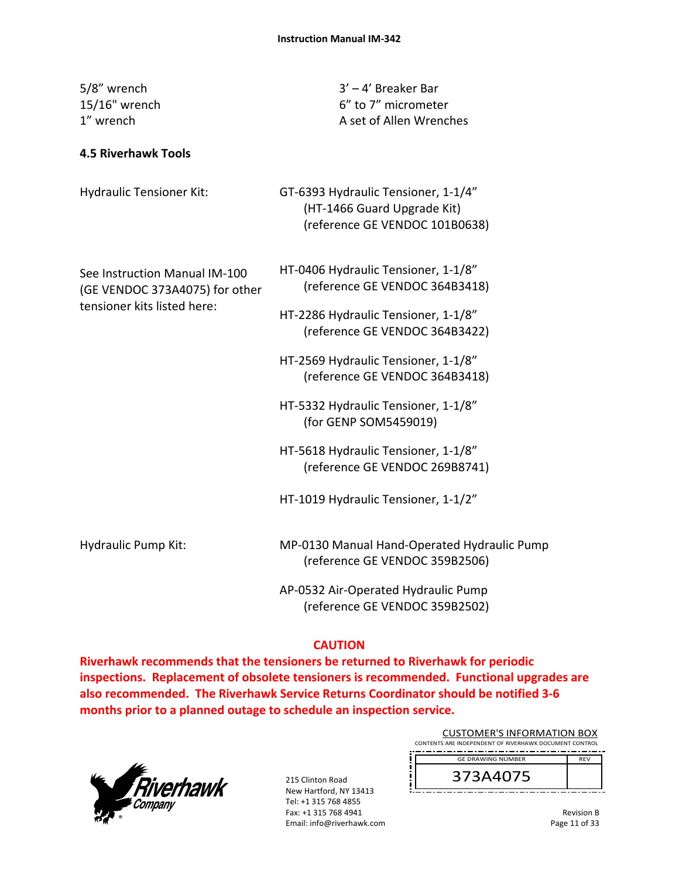| | |
|---|---|
| 5/8" wrench | 3' – 4' Breaker Bar |
| 15/16" wrench | 6" to 7" micrometer |
| 1" wrench | A set of Allen Wrenches |

### 4.5 Riverhawk Tools

| | |
|---|---|
| Hydraulic Tensioner Kit: | GT-6393 Hydraulic Tensioner, 1-1/4" (HT-1466 Guard Upgrade Kit) (reference GE VENDOC 101B0638) |
| See Instruction Manual IM-100 (GE VENDOC 373A4075) for other tensioner kits listed here: | HT-0406 Hydraulic Tensioner, 1-1/8" (reference GE VENDOC 364B3418) |
| | HT-2286 Hydraulic Tensioner, 1-1/8" (reference GE VENDOC 364B3422) |
| | HT-2569 Hydraulic Tensioner, 1-1/8" (reference GE VENDOC 364B3418) |
| | HT-5332 Hydraulic Tensioner, 1-1/8" (for GENP SOM5459019) |
| | HT-5618 Hydraulic Tensioner, 1-1/8" (reference GE VENDOC 269B8741) |
| | HT-1019 Hydraulic Tensioner, 1-1/2" |
| Hydraulic Pump Kit: | MP-0130 Manual Hand-Operated Hydraulic Pump (reference GE VENDOC 359B2506) |
| | AP-0532 Air-Operated Hydraulic Pump (reference GE VENDOC 359B2502) |

**CAUTION**

**Riverhawk recommends that the tensioners be returned to Riverhawk for periodic inspections. Replacement of obsolete tensioners is recommended. Functional upgrades are also recommended. The Riverhawk Service Returns Coordinator should be notified 3-6 months prior to a planned outage to schedule an inspection service.**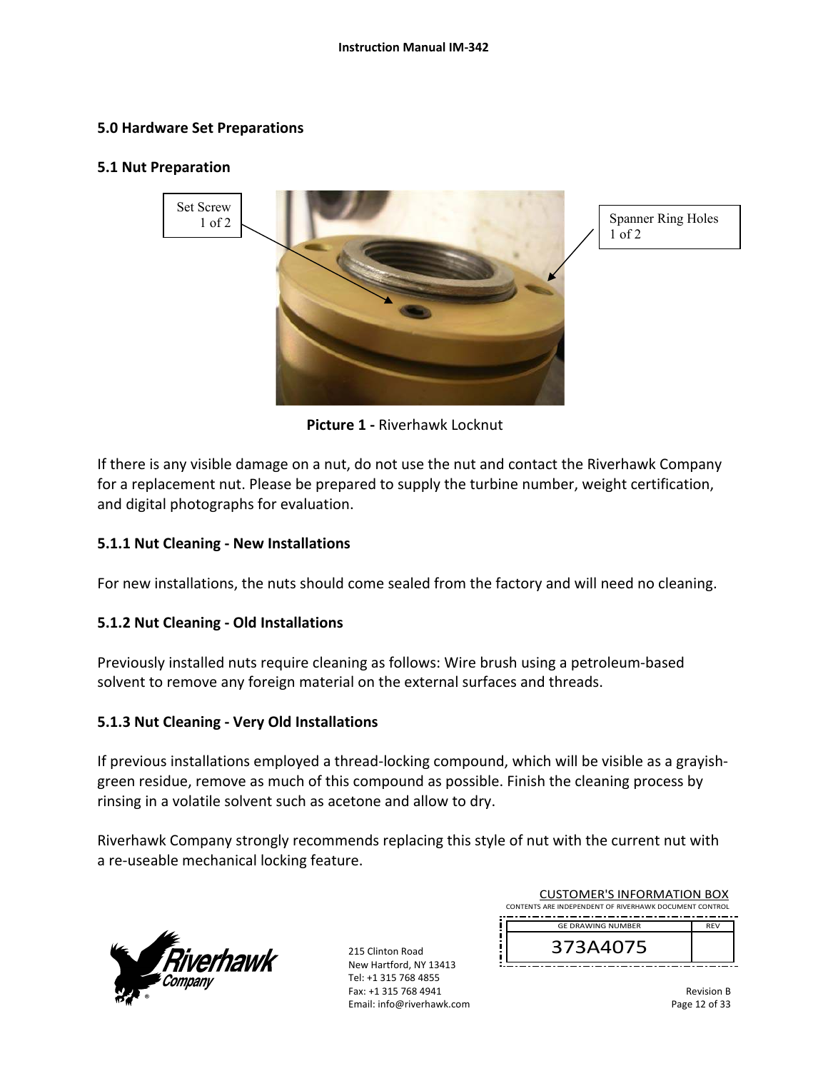## 5.0 Hardware Set Preparations

### 5.1 Nut Preparation

Set Screw 1 of 2

Spanner Ring Holes 1 of 2

**Picture 1 -** Riverhawk Locknut

If there is any visible damage on a nut, do not use the nut and contact the Riverhawk Company for a replacement nut. Please be prepared to supply the turbine number, weight certification, and digital photographs for evaluation.

#### 5.1.1 Nut Cleaning - New Installations

For new installations, the nuts should come sealed from the factory and will need no cleaning.

#### 5.1.2 Nut Cleaning - Old Installations

Previously installed nuts require cleaning as follows: Wire brush using a petroleum-based solvent to remove any foreign material on the external surfaces and threads.

#### 5.1.3 Nut Cleaning - Very Old Installations

If previous installations employed a thread-locking compound, which will be visible as a grayish-green residue, remove as much of this compound as possible. Finish the cleaning process by rinsing in a volatile solvent such as acetone and allow to dry.

Riverhawk Company strongly recommends replacing this style of nut with the current nut with a re-useable mechanical locking feature.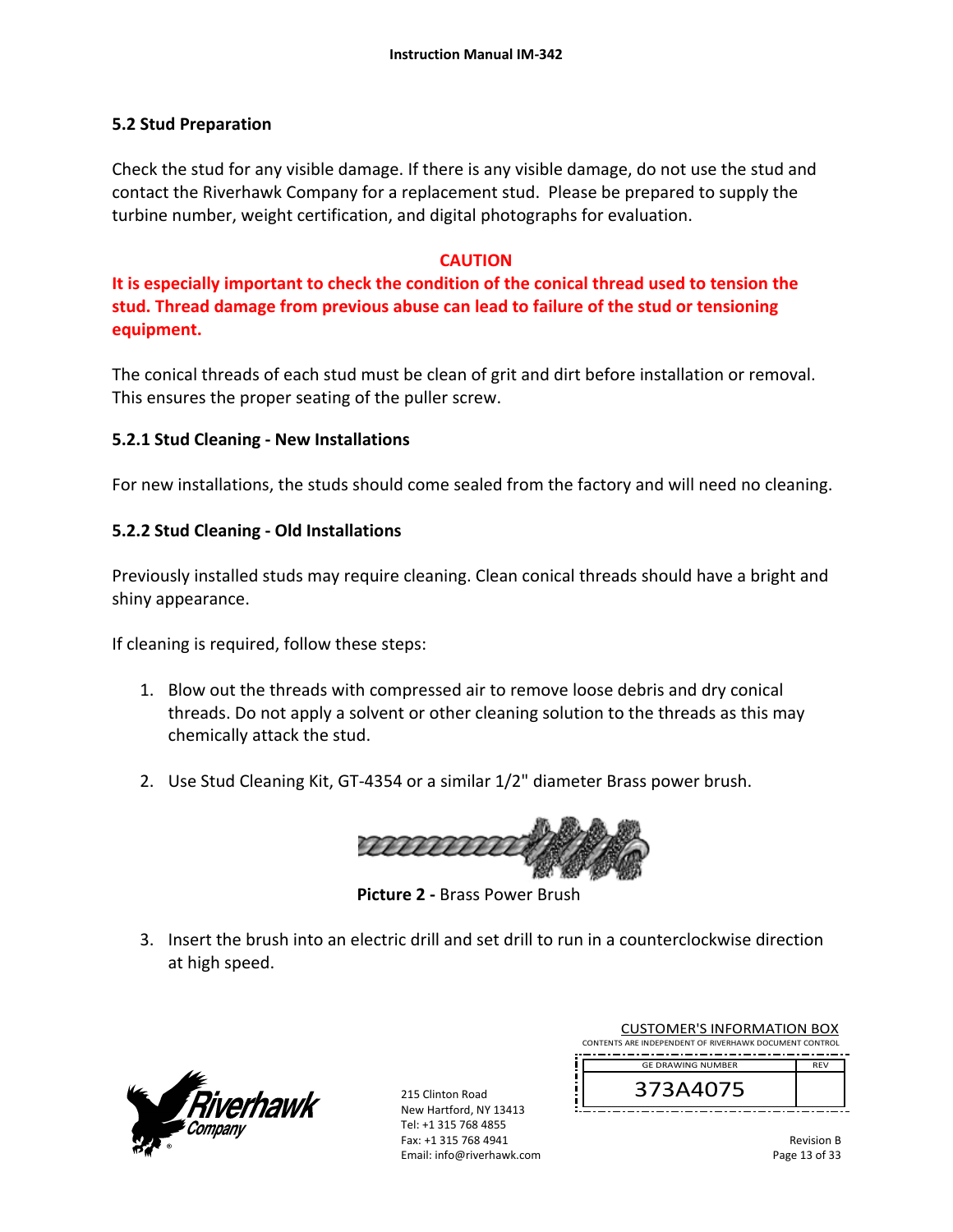## 5.2 Stud Preparation

Check the stud for any visible damage. If there is any visible damage, do not use the stud and contact the Riverhawk Company for a replacement stud. Please be prepared to supply the turbine number, weight certification, and digital photographs for evaluation.

**CAUTION**

**It is especially important to check the condition of the conical thread used to tension the stud. Thread damage from previous abuse can lead to failure of the stud or tensioning equipment.**

The conical threads of each stud must be clean of grit and dirt before installation or removal. This ensures the proper seating of the puller screw.

### 5.2.1 Stud Cleaning - New Installations

For new installations, the studs should come sealed from the factory and will need no cleaning.

### 5.2.2 Stud Cleaning - Old Installations

Previously installed studs may require cleaning. Clean conical threads should have a bright and shiny appearance.

If cleaning is required, follow these steps:

1. Blow out the threads with compressed air to remove loose debris and dry conical threads. Do not apply a solvent or other cleaning solution to the threads as this may chemically attack the stud.

2. Use Stud Cleaning Kit, GT-4354 or a similar 1/2" diameter Brass power brush.

**Picture 2 -** Brass Power Brush

3. Insert the brush into an electric drill and set drill to run in a counterclockwise direction at high speed.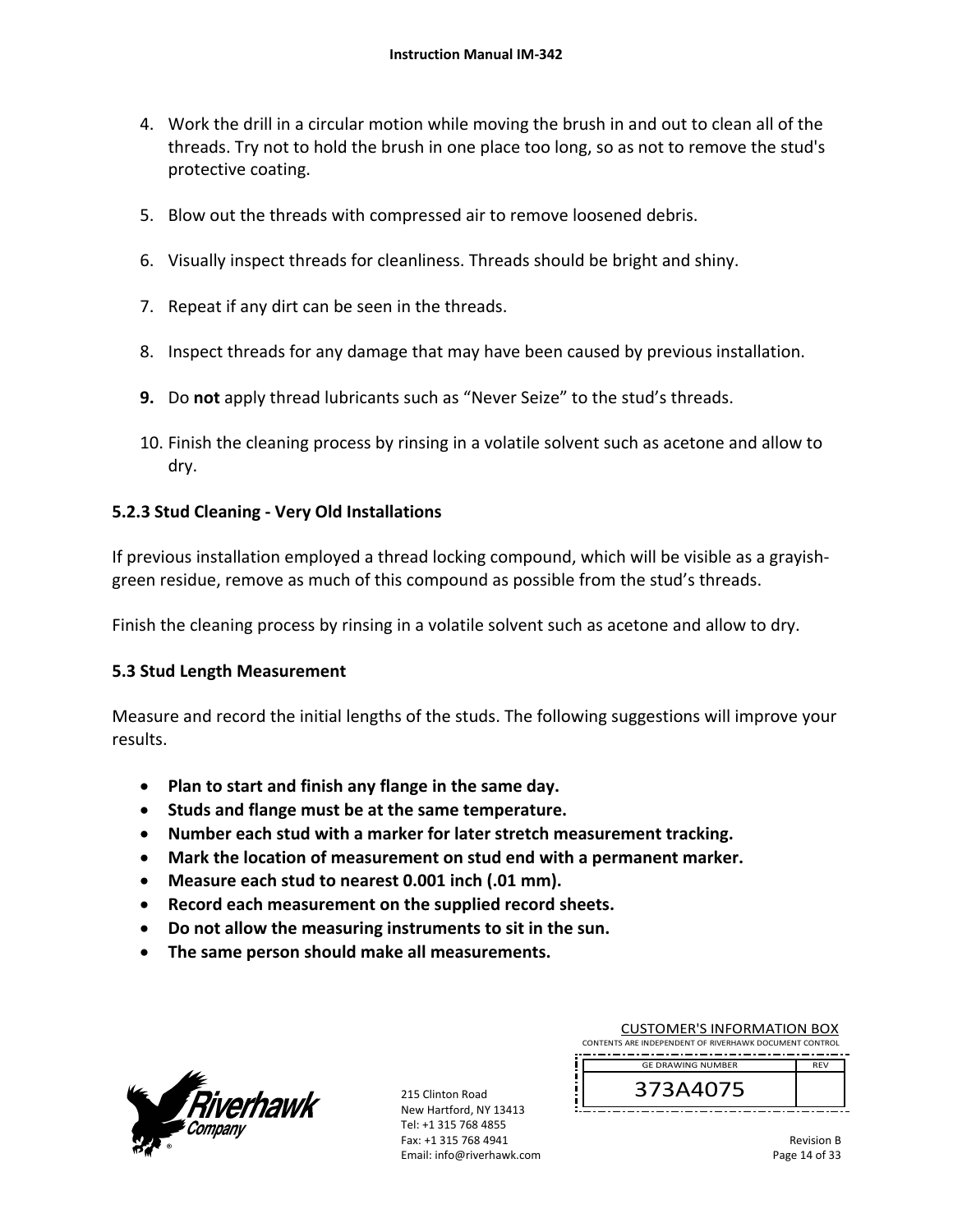4. Work the drill in a circular motion while moving the brush in and out to clean all of the threads. Try not to hold the brush in one place too long, so as not to remove the stud's protective coating.

5. Blow out the threads with compressed air to remove loosened debris.

6. Visually inspect threads for cleanliness. Threads should be bright and shiny.

7. Repeat if any dirt can be seen in the threads.

8. Inspect threads for any damage that may have been caused by previous installation.

9. Do **not** apply thread lubricants such as "Never Seize" to the stud's threads.

10. Finish the cleaning process by rinsing in a volatile solvent such as acetone and allow to dry.

### 5.2.3 Stud Cleaning - Very Old Installations

If previous installation employed a thread locking compound, which will be visible as a grayish-green residue, remove as much of this compound as possible from the stud's threads.

Finish the cleaning process by rinsing in a volatile solvent such as acetone and allow to dry.

### 5.3 Stud Length Measurement

Measure and record the initial lengths of the studs. The following suggestions will improve your results.

- **Plan to start and finish any flange in the same day.**
- **Studs and flange must be at the same temperature.**
- **Number each stud with a marker for later stretch measurement tracking.**
- **Mark the location of measurement on stud end with a permanent marker.**
- **Measure each stud to nearest 0.001 inch (.01 mm).**
- **Record each measurement on the supplied record sheets.**
- **Do not allow the measuring instruments to sit in the sun.**
- **The same person should make all measurements.**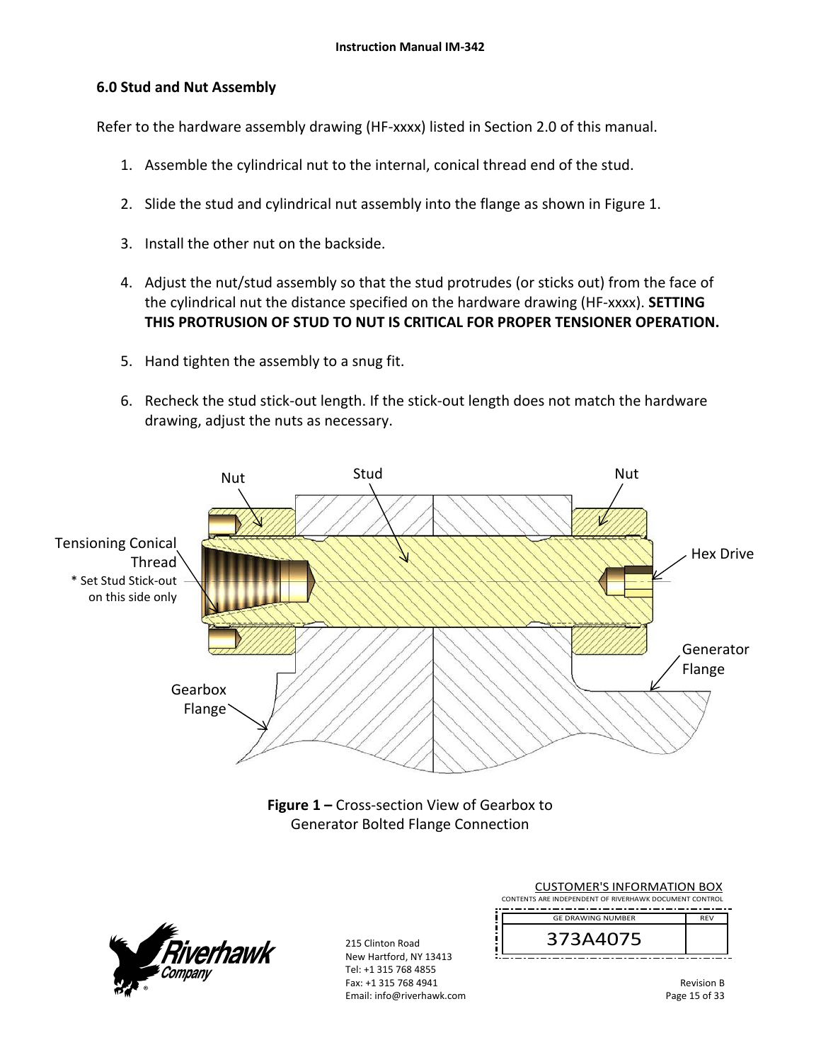## 6.0 Stud and Nut Assembly

Refer to the hardware assembly drawing (HF-xxxx) listed in Section 2.0 of this manual.

1. Assemble the cylindrical nut to the internal, conical thread end of the stud.
2. Slide the stud and cylindrical nut assembly into the flange as shown in Figure 1.
3. Install the other nut on the backside.
4. Adjust the nut/stud assembly so that the stud protrudes (or sticks out) from the face of the cylindrical nut the distance specified on the hardware drawing (HF-xxxx). **SETTING THIS PROTRUSION OF STUD TO NUT IS CRITICAL FOR PROPER TENSIONER OPERATION.**
5. Hand tighten the assembly to a snug fit.
6. Recheck the stud stick-out length. If the stick-out length does not match the hardware drawing, adjust the nuts as necessary.

**Figure 1 –** Cross-section View of Gearbox to Generator Bolted Flange Connection

215 Clinton Road
New Hartford, NY 13413
Tel: +1 315 768 4855
Fax: +1 315 768 4941
Email: info@riverhawk.com

CUSTOMER'S INFORMATION BOX
CONTENTS ARE INDEPENDENT OF RIVERHAWK DOCUMENT CONTROL

| GE DRAWING NUMBER | REV |
|---|---|
| 373A4075 | |

Revision B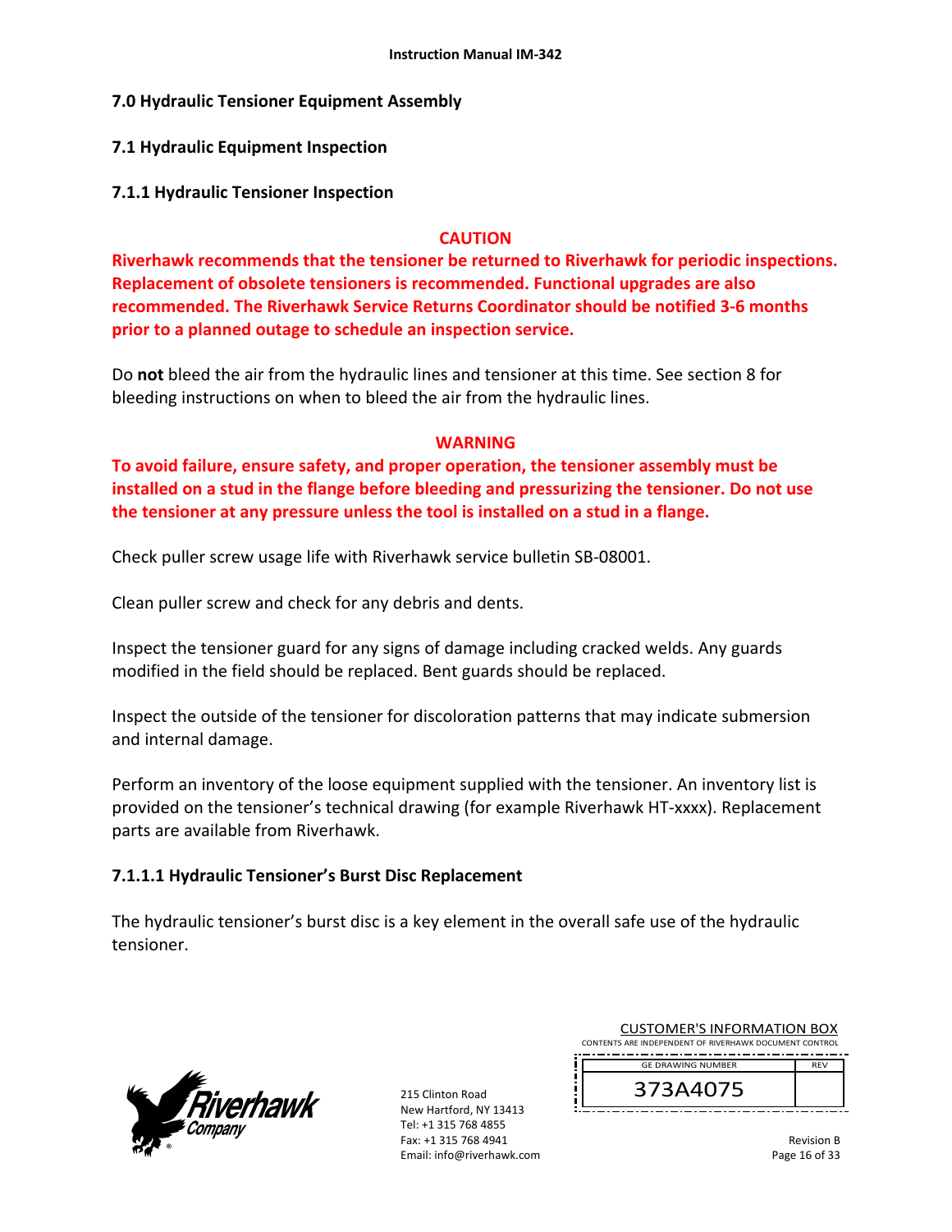## 7.0 Hydraulic Tensioner Equipment Assembly

### 7.1 Hydraulic Equipment Inspection

#### 7.1.1 Hydraulic Tensioner Inspection

**CAUTION**

**Riverhawk recommends that the tensioner be returned to Riverhawk for periodic inspections. Replacement of obsolete tensioners is recommended. Functional upgrades are also recommended. The Riverhawk Service Returns Coordinator should be notified 3-6 months prior to a planned outage to schedule an inspection service.**

Do **not** bleed the air from the hydraulic lines and tensioner at this time. See section 8 for bleeding instructions on when to bleed the air from the hydraulic lines.

**WARNING**

**To avoid failure, ensure safety, and proper operation, the tensioner assembly must be installed on a stud in the flange before bleeding and pressurizing the tensioner. Do not use the tensioner at any pressure unless the tool is installed on a stud in a flange.**

Check puller screw usage life with Riverhawk service bulletin SB-08001.

Clean puller screw and check for any debris and dents.

Inspect the tensioner guard for any signs of damage including cracked welds. Any guards modified in the field should be replaced. Bent guards should be replaced.

Inspect the outside of the tensioner for discoloration patterns that may indicate submersion and internal damage.

Perform an inventory of the loose equipment supplied with the tensioner. An inventory list is provided on the tensioner's technical drawing (for example Riverhawk HT-xxxx). Replacement parts are available from Riverhawk.

##### 7.1.1.1 Hydraulic Tensioner's Burst Disc Replacement

The hydraulic tensioner's burst disc is a key element in the overall safe use of the hydraulic tensioner.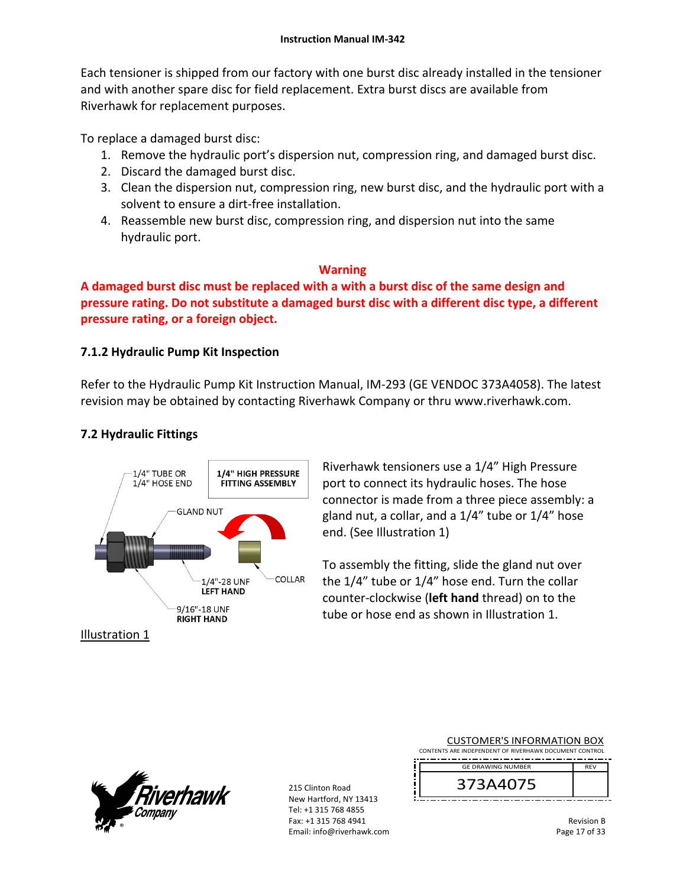Each tensioner is shipped from our factory with one burst disc already installed in the tensioner and with another spare disc for field replacement. Extra burst discs are available from Riverhawk for replacement purposes.

To replace a damaged burst disc:

1. Remove the hydraulic port's dispersion nut, compression ring, and damaged burst disc.
2. Discard the damaged burst disc.
3. Clean the dispersion nut, compression ring, new burst disc, and the hydraulic port with a solvent to ensure a dirt-free installation.
4. Reassemble new burst disc, compression ring, and dispersion nut into the same hydraulic port.

**Warning**

**A damaged burst disc must be replaced with a with a burst disc of the same design and pressure rating. Do not substitute a damaged burst disc with a different disc type, a different pressure rating, or a foreign object.**

### 7.1.2 Hydraulic Pump Kit Inspection

Refer to the Hydraulic Pump Kit Instruction Manual, IM-293 (GE VENDOC 373A4058). The latest revision may be obtained by contacting Riverhawk Company or thru www.riverhawk.com.

### 7.2 Hydraulic Fittings

1/4" TUBE OR 1/4" HOSE END

**1/4" HIGH PRESSURE FITTING ASSEMBLY**

GLAND NUT

1/4"-28 UNF **LEFT HAND**

COLLAR

9/16"-18 UNF **RIGHT HAND**

Illustration 1

Riverhawk tensioners use a 1/4" High Pressure port to connect its hydraulic hoses. The hose connector is made from a three piece assembly: a gland nut, a collar, and a 1/4" tube or 1/4" hose end. (See Illustration 1)

To assembly the fitting, slide the gland nut over the 1/4" tube or 1/4" hose end. Turn the collar counter-clockwise (**left hand** thread) on to the tube or hose end as shown in Illustration 1.

CUSTOMER'S INFORMATION BOX
CONTENTS ARE INDEPENDENT OF RIVERHAWK DOCUMENT CONTROL

| GE DRAWING NUMBER | REV |
|---|---|
| 373A4075 | |

215 Clinton Road
New Hartford, NY 13413
Tel: +1 315 768 4855
Fax: +1 315 768 4941
Email: info@riverhawk.com

Revision B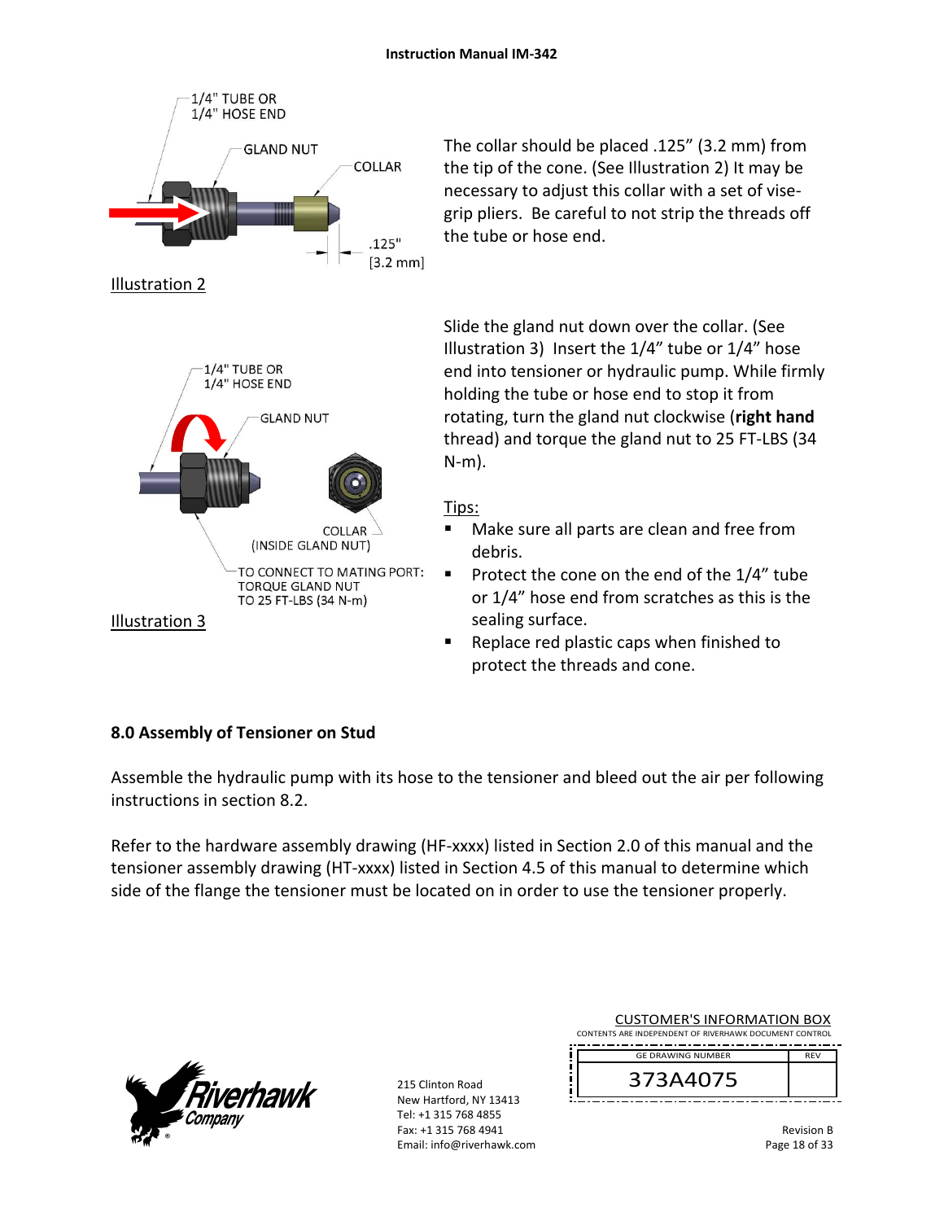The collar should be placed .125" (3.2 mm) from the tip of the cone. (See Illustration 2) It may be necessary to adjust this collar with a set of vise-grip pliers. Be careful to not strip the threads off the tube or hose end.

1/4" TUBE OR 1/4" HOSE END

GLAND NUT

COLLAR

.125" [3.2 mm]

Illustration 2

Slide the gland nut down over the collar. (See Illustration 3) Insert the 1/4" tube or 1/4" hose end into tensioner or hydraulic pump. While firmly holding the tube or hose end to stop it from rotating, turn the gland nut clockwise (**right hand** thread) and torque the gland nut to 25 FT-LBS (34 N-m).

1/4" TUBE OR 1/4" HOSE END

GLAND NUT

COLLAR (INSIDE GLAND NUT)

TO CONNECT TO MATING PORT: TORQUE GLAND NUT TO 25 FT-LBS (34 N-m)

Illustration 3

Tips:

- Make sure all parts are clean and free from debris.
- Protect the cone on the end of the 1/4" tube or 1/4" hose end from scratches as this is the sealing surface.
- Replace red plastic caps when finished to protect the threads and cone.

### 8.0 Assembly of Tensioner on Stud

Assemble the hydraulic pump with its hose to the tensioner and bleed out the air per following instructions in section 8.2.

Refer to the hardware assembly drawing (HF-xxxx) listed in Section 2.0 of this manual and the tensioner assembly drawing (HT-xxxx) listed in Section 4.5 of this manual to determine which side of the flange the tensioner must be located on in order to use the tensioner properly.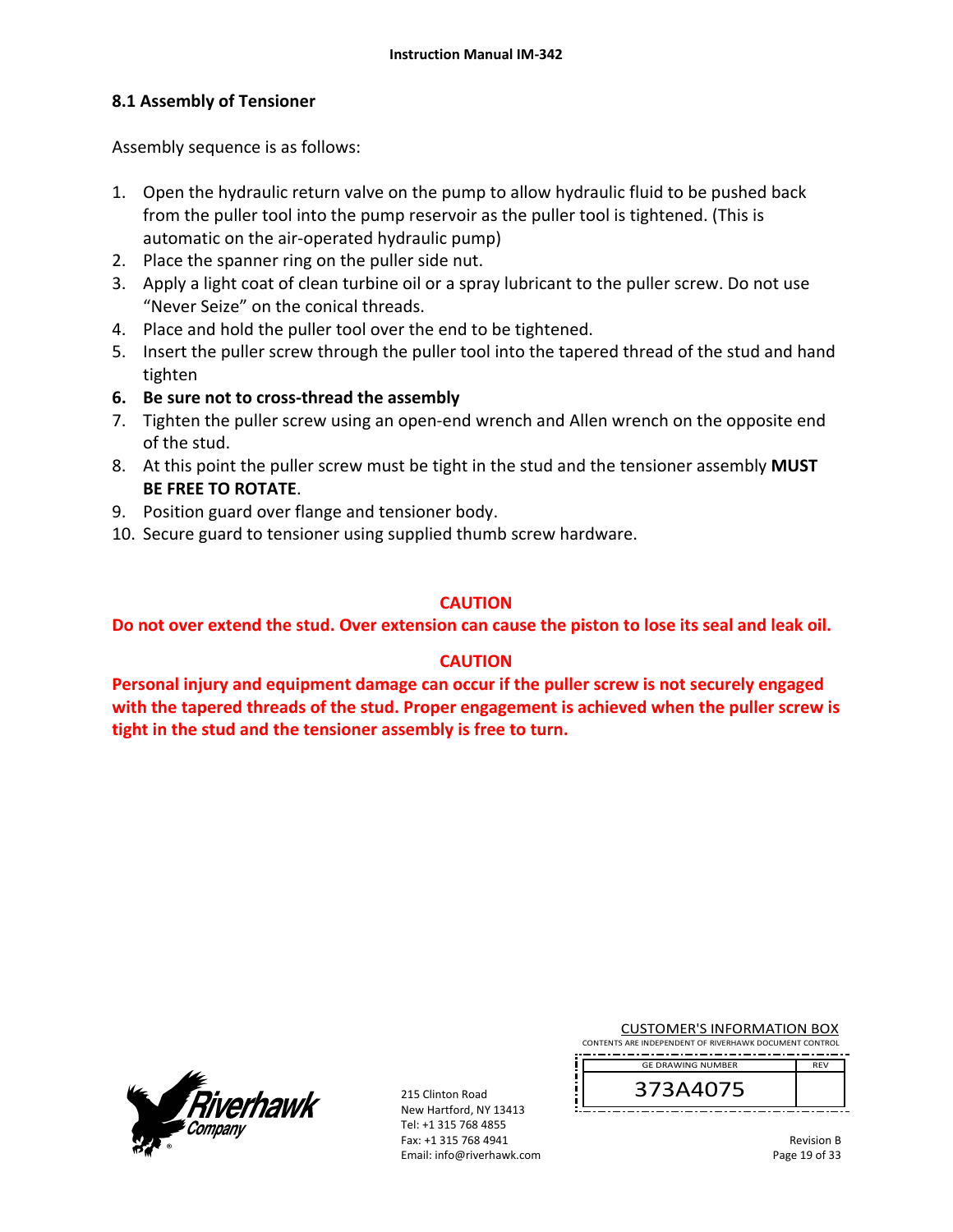## 8.1 Assembly of Tensioner

Assembly sequence is as follows:

1. Open the hydraulic return valve on the pump to allow hydraulic fluid to be pushed back from the puller tool into the pump reservoir as the puller tool is tightened. (This is automatic on the air-operated hydraulic pump)
2. Place the spanner ring on the puller side nut.
3. Apply a light coat of clean turbine oil or a spray lubricant to the puller screw. Do not use "Never Seize" on the conical threads.
4. Place and hold the puller tool over the end to be tightened.
5. Insert the puller screw through the puller tool into the tapered thread of the stud and hand tighten
6. **Be sure not to cross-thread the assembly**
7. Tighten the puller screw using an open-end wrench and Allen wrench on the opposite end of the stud.
8. At this point the puller screw must be tight in the stud and the tensioner assembly **MUST BE FREE TO ROTATE**.
9. Position guard over flange and tensioner body.
10. Secure guard to tensioner using supplied thumb screw hardware.

**CAUTION**

**Do not over extend the stud. Over extension can cause the piston to lose its seal and leak oil.**

**CAUTION**

**Personal injury and equipment damage can occur if the puller screw is not securely engaged with the tapered threads of the stud. Proper engagement is achieved when the puller screw is tight in the stud and the tensioner assembly is free to turn.**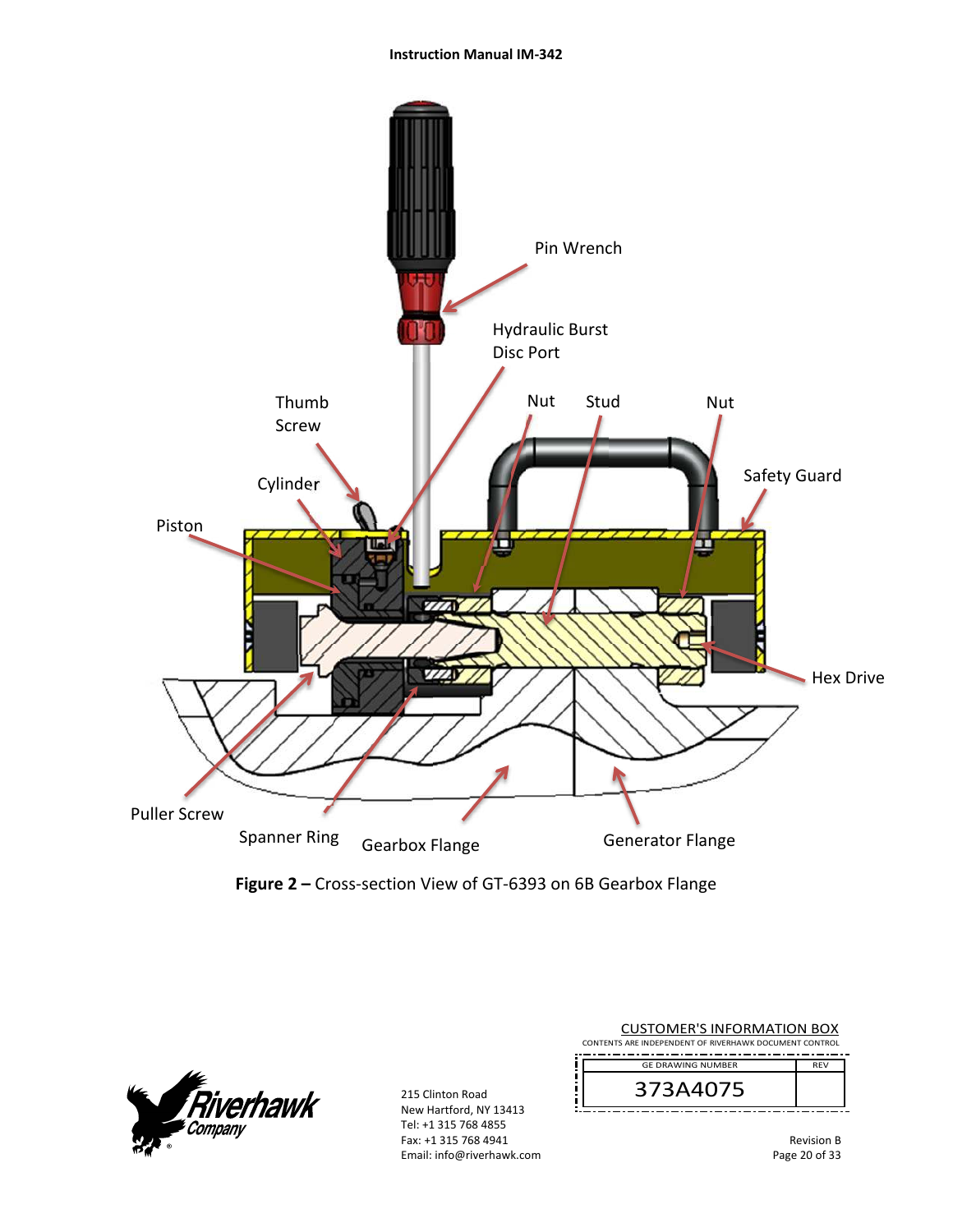Pin Wrench

Hydraulic Burst Disc Port

Thumb Screw

Nut

Stud

Nut

Safety Guard

Cylinder

Piston

Hex Drive

Puller Screw

Spanner Ring

Gearbox Flange

Generator Flange

**Figure 2 –** Cross-section View of GT-6393 on 6B Gearbox Flange

CUSTOMER'S INFORMATION BOX

CONTENTS ARE INDEPENDENT OF RIVERHAWK DOCUMENT CONTROL

| GE DRAWING NUMBER | REV |
|---|---|
| 373A4075 | |

215 Clinton Road
New Hartford, NY 13413
Tel: +1 315 768 4855
Fax: +1 315 768 4941
Email: info@riverhawk.com

Revision B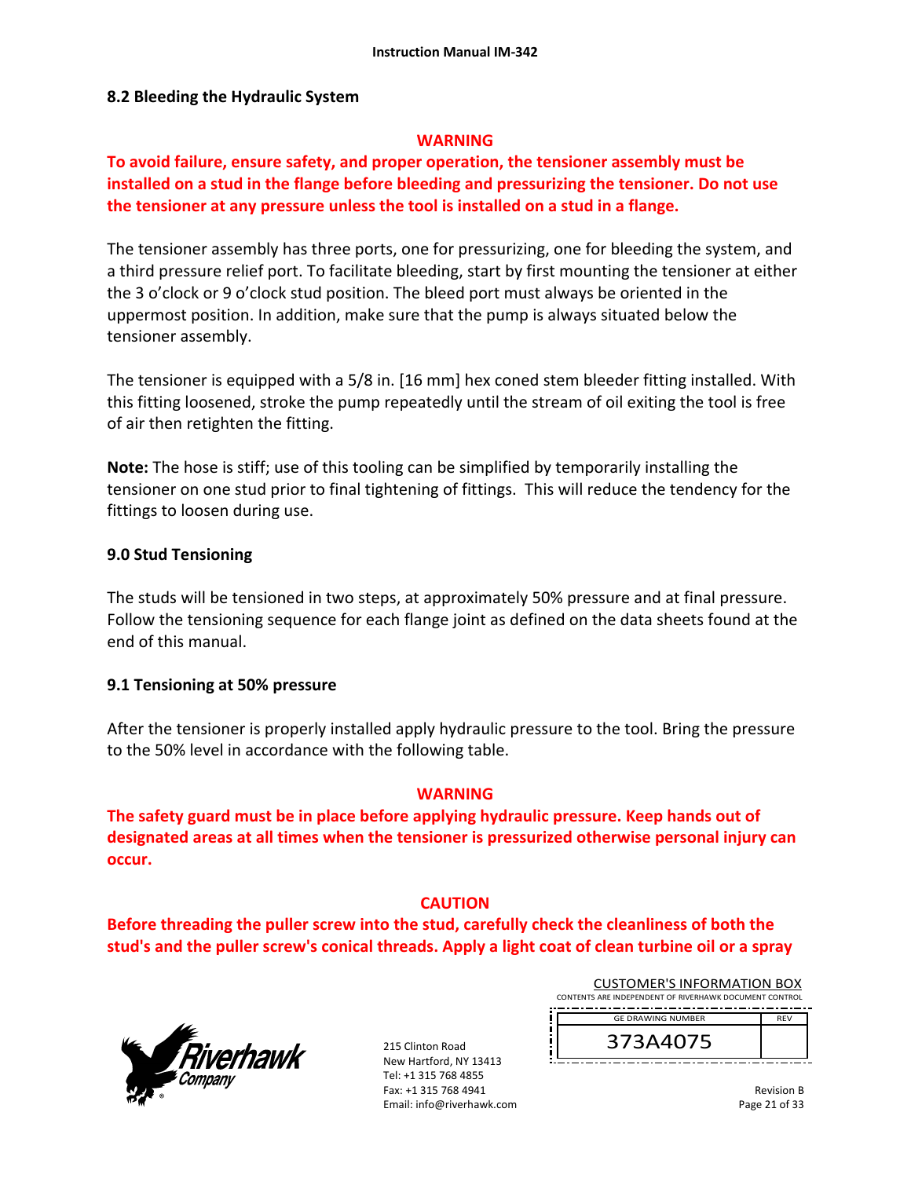## 8.2 Bleeding the Hydraulic System

**WARNING**

**To avoid failure, ensure safety, and proper operation, the tensioner assembly must be installed on a stud in the flange before bleeding and pressurizing the tensioner. Do not use the tensioner at any pressure unless the tool is installed on a stud in a flange.**

The tensioner assembly has three ports, one for pressurizing, one for bleeding the system, and a third pressure relief port. To facilitate bleeding, start by first mounting the tensioner at either the 3 o'clock or 9 o'clock stud position. The bleed port must always be oriented in the uppermost position. In addition, make sure that the pump is always situated below the tensioner assembly.

The tensioner is equipped with a 5/8 in. [16 mm] hex coned stem bleeder fitting installed. With this fitting loosened, stroke the pump repeatedly until the stream of oil exiting the tool is free of air then retighten the fitting.

**Note:** The hose is stiff; use of this tooling can be simplified by temporarily installing the tensioner on one stud prior to final tightening of fittings. This will reduce the tendency for the fittings to loosen during use.

## 9.0 Stud Tensioning

The studs will be tensioned in two steps, at approximately 50% pressure and at final pressure. Follow the tensioning sequence for each flange joint as defined on the data sheets found at the end of this manual.

### 9.1 Tensioning at 50% pressure

After the tensioner is properly installed apply hydraulic pressure to the tool. Bring the pressure to the 50% level in accordance with the following table.

**WARNING**

**The safety guard must be in place before applying hydraulic pressure. Keep hands out of designated areas at all times when the tensioner is pressurized otherwise personal injury can occur.**

**CAUTION**

**Before threading the puller screw into the stud, carefully check the cleanliness of both the stud's and the puller screw's conical threads. Apply a light coat of clean turbine oil or a spray**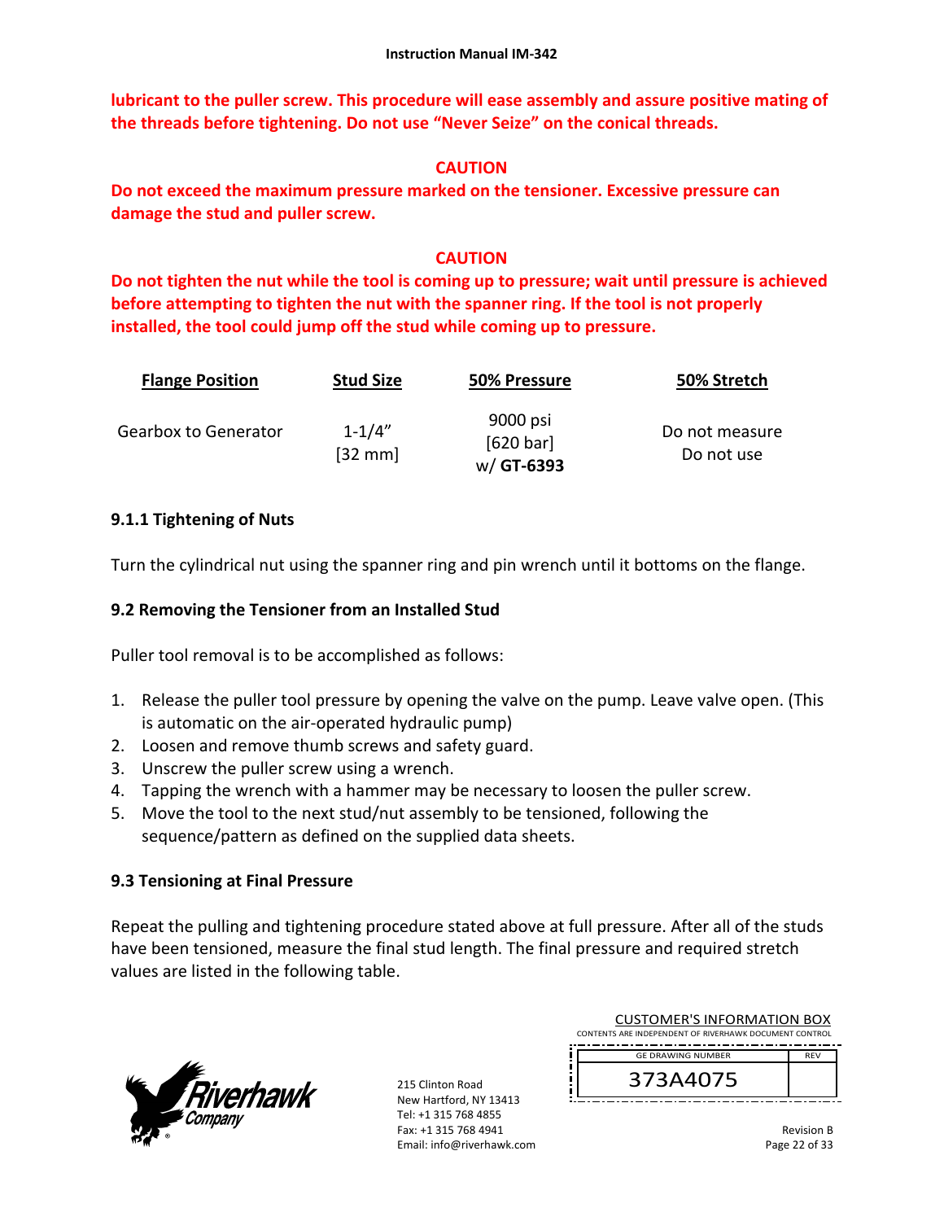**lubricant to the puller screw. This procedure will ease assembly and assure positive mating of the threads before tightening. Do not use "Never Seize" on the conical threads.**

**CAUTION**

**Do not exceed the maximum pressure marked on the tensioner. Excessive pressure can damage the stud and puller screw.**

**CAUTION**

**Do not tighten the nut while the tool is coming up to pressure; wait until pressure is achieved before attempting to tighten the nut with the spanner ring. If the tool is not properly installed, the tool could jump off the stud while coming up to pressure.**

| Flange Position | Stud Size | 50% Pressure | 50% Stretch |
|---|---|---|---|
| Gearbox to Generator | 1-1/4" [32 mm] | 9000 psi [620 bar] w/ **GT-6393** | Do not measure Do not use |

### 9.1.1 Tightening of Nuts

Turn the cylindrical nut using the spanner ring and pin wrench until it bottoms on the flange.

## 9.2 Removing the Tensioner from an Installed Stud

Puller tool removal is to be accomplished as follows:

1. Release the puller tool pressure by opening the valve on the pump. Leave valve open. (This is automatic on the air-operated hydraulic pump)
2. Loosen and remove thumb screws and safety guard.
3. Unscrew the puller screw using a wrench.
4. Tapping the wrench with a hammer may be necessary to loosen the puller screw.
5. Move the tool to the next stud/nut assembly to be tensioned, following the sequence/pattern as defined on the supplied data sheets.

## 9.3 Tensioning at Final Pressure

Repeat the pulling and tightening procedure stated above at full pressure. After all of the studs have been tensioned, measure the final stud length. The final pressure and required stretch values are listed in the following table.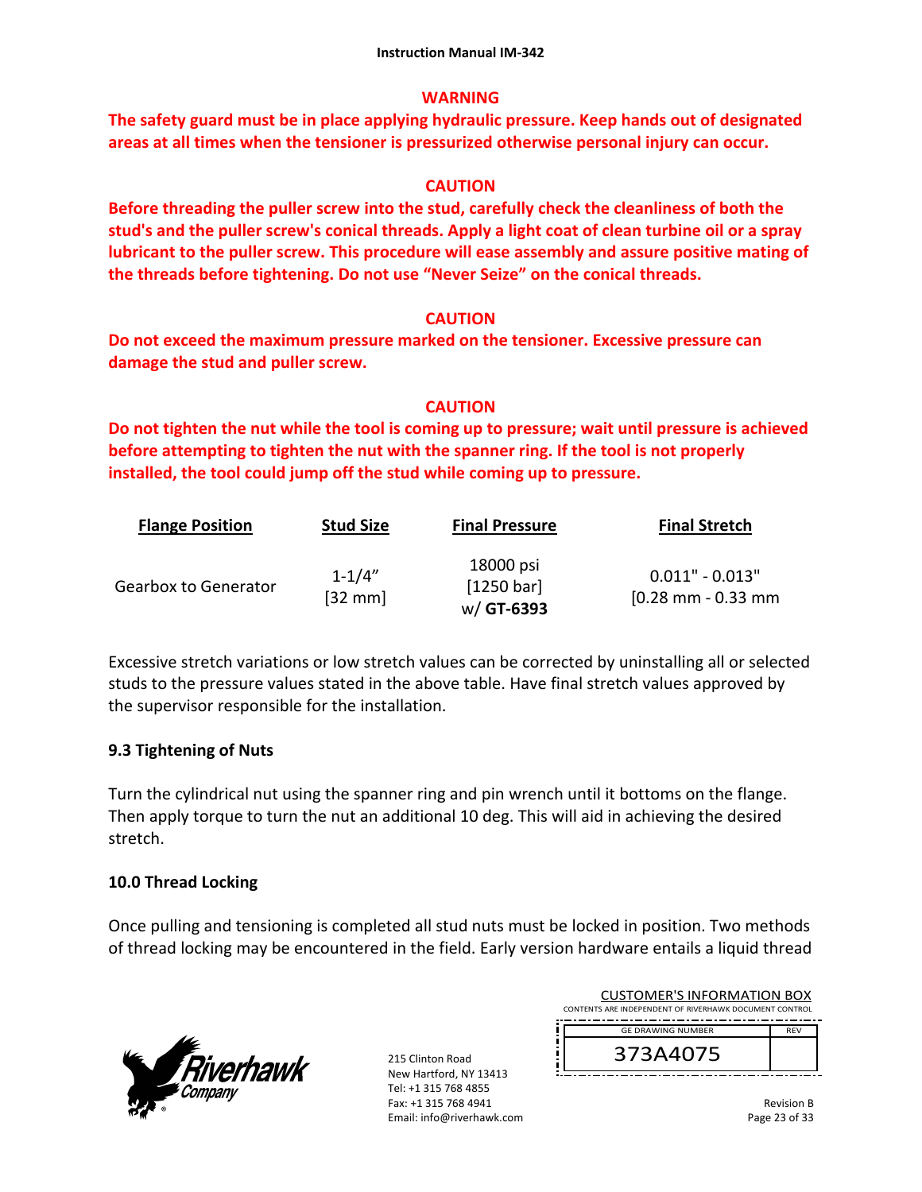**WARNING**

**The safety guard must be in place applying hydraulic pressure. Keep hands out of designated areas at all times when the tensioner is pressurized otherwise personal injury can occur.**

**CAUTION**

**Before threading the puller screw into the stud, carefully check the cleanliness of both the stud's and the puller screw's conical threads. Apply a light coat of clean turbine oil or a spray lubricant to the puller screw. This procedure will ease assembly and assure positive mating of the threads before tightening. Do not use "Never Seize" on the conical threads.**

**CAUTION**

**Do not exceed the maximum pressure marked on the tensioner. Excessive pressure can damage the stud and puller screw.**

**CAUTION**

**Do not tighten the nut while the tool is coming up to pressure; wait until pressure is achieved before attempting to tighten the nut with the spanner ring. If the tool is not properly installed, the tool could jump off the stud while coming up to pressure.**

| Flange Position | Stud Size | Final Pressure | Final Stretch |
|---|---|---|---|
| Gearbox to Generator | 1-1/4" [32 mm] | 18000 psi [1250 bar] w/ **GT-6393** | 0.011" - 0.013" [0.28 mm - 0.33 mm |

Excessive stretch variations or low stretch values can be corrected by uninstalling all or selected studs to the pressure values stated in the above table. Have final stretch values approved by the supervisor responsible for the installation.

### 9.3 Tightening of Nuts

Turn the cylindrical nut using the spanner ring and pin wrench until it bottoms on the flange. Then apply torque to turn the nut an additional 10 deg. This will aid in achieving the desired stretch.

## 10.0 Thread Locking

Once pulling and tensioning is completed all stud nuts must be locked in position. Two methods of thread locking may be encountered in the field. Early version hardware entails a liquid thread

Riverhawk Company
215 Clinton Road
New Hartford, NY 13413
Tel: +1 315 768 4855
Fax: +1 315 768 4941
Email: info@riverhawk.com

CUSTOMER'S INFORMATION BOX
CONTENTS ARE INDEPENDENT OF RIVERHAWK DOCUMENT CONTROL

| GE DRAWING NUMBER | REV |
|---|---|
| 373A4075 | |

Revision B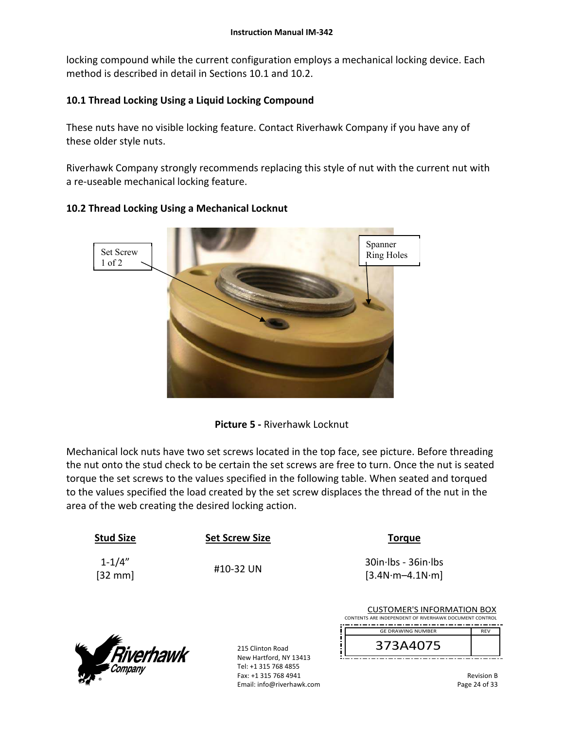locking compound while the current configuration employs a mechanical locking device. Each method is described in detail in Sections 10.1 and 10.2.

### 10.1 Thread Locking Using a Liquid Locking Compound

These nuts have no visible locking feature. Contact Riverhawk Company if you have any of these older style nuts.

Riverhawk Company strongly recommends replacing this style of nut with the current nut with a re-useable mechanical locking feature.

### 10.2 Thread Locking Using a Mechanical Locknut

Set Screw 1 of 2

Spanner Ring Holes

**Picture 5 -** Riverhawk Locknut

Mechanical lock nuts have two set screws located in the top face, see picture. Before threading the nut onto the stud check to be certain the set screws are free to turn. Once the nut is seated torque the set screws to the values specified in the following table. When seated and torqued to the values specified the load created by the set screw displaces the thread of the nut in the area of the web creating the desired locking action.

| Stud Size | Set Screw Size | Torque |
|---|---|---|
| 1-1/4" [32 mm] | #10-32 UN | 30in·lbs - 36in·lbs [3.4N·m–4.1N·m] |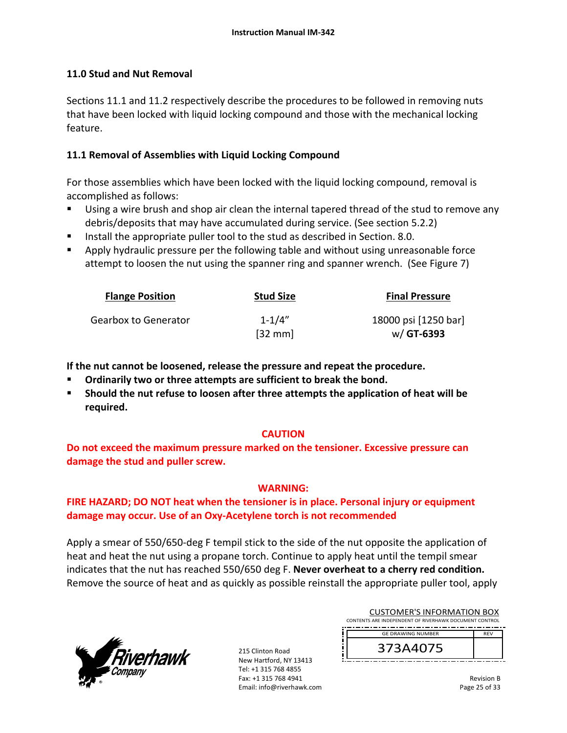## 11.0 Stud and Nut Removal

Sections 11.1 and 11.2 respectively describe the procedures to be followed in removing nuts that have been locked with liquid locking compound and those with the mechanical locking feature.

### 11.1 Removal of Assemblies with Liquid Locking Compound

For those assemblies which have been locked with the liquid locking compound, removal is accomplished as follows:

- Using a wire brush and shop air clean the internal tapered thread of the stud to remove any debris/deposits that may have accumulated during service. (See section 5.2.2)
- Install the appropriate puller tool to the stud as described in Section. 8.0.
- Apply hydraulic pressure per the following table and without using unreasonable force attempt to loosen the nut using the spanner ring and spanner wrench. (See Figure 7)

| Flange Position | Stud Size | Final Pressure |
|---|---|---|
| Gearbox to Generator | 1-1/4" [32 mm] | 18000 psi [1250 bar] w/ **GT-6393** |

**If the nut cannot be loosened, release the pressure and repeat the procedure.**

- **Ordinarily two or three attempts are sufficient to break the bond.**
- **Should the nut refuse to loosen after three attempts the application of heat will be required.**

**CAUTION**

**Do not exceed the maximum pressure marked on the tensioner. Excessive pressure can damage the stud and puller screw.**

**WARNING:**

**FIRE HAZARD; DO NOT heat when the tensioner is in place. Personal injury or equipment damage may occur. Use of an Oxy-Acetylene torch is not recommended**

Apply a smear of 550/650-deg F tempil stick to the side of the nut opposite the application of heat and heat the nut using a propane torch. Continue to apply heat until the tempil smear indicates that the nut has reached 550/650 deg F. **Never overheat to a cherry red condition.** Remove the source of heat and as quickly as possible reinstall the appropriate puller tool, apply

CUSTOMER'S INFORMATION BOX
CONTENTS ARE INDEPENDENT OF RIVERHAWK DOCUMENT CONTROL

| GE DRAWING NUMBER | REV |
|---|---|
| 373A4075 | |

215 Clinton Road
New Hartford, NY 13413
Tel: +1 315 768 4855
Fax: +1 315 768 4941
Email: info@riverhawk.com

Revision B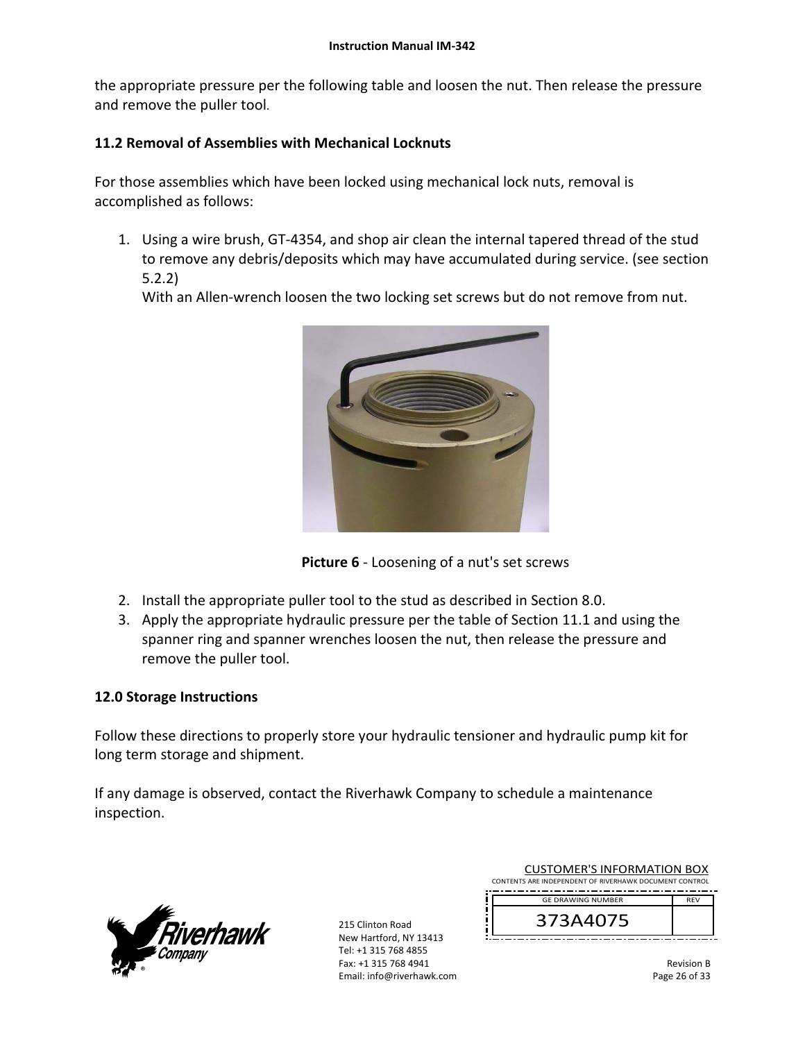the appropriate pressure per the following table and loosen the nut. Then release the pressure and remove the puller tool.

## 11.2 Removal of Assemblies with Mechanical Locknuts

For those assemblies which have been locked using mechanical lock nuts, removal is accomplished as follows:

1. Using a wire brush, GT-4354, and shop air clean the internal tapered thread of the stud to remove any debris/deposits which may have accumulated during service. (see section 5.2.2)
   With an Allen-wrench loosen the two locking set screws but do not remove from nut.

**Picture 6** - Loosening of a nut's set screws

2. Install the appropriate puller tool to the stud as described in Section 8.0.
3. Apply the appropriate hydraulic pressure per the table of Section 11.1 and using the spanner ring and spanner wrenches loosen the nut, then release the pressure and remove the puller tool.

## 12.0 Storage Instructions

Follow these directions to properly store your hydraulic tensioner and hydraulic pump kit for long term storage and shipment.

If any damage is observed, contact the Riverhawk Company to schedule a maintenance inspection.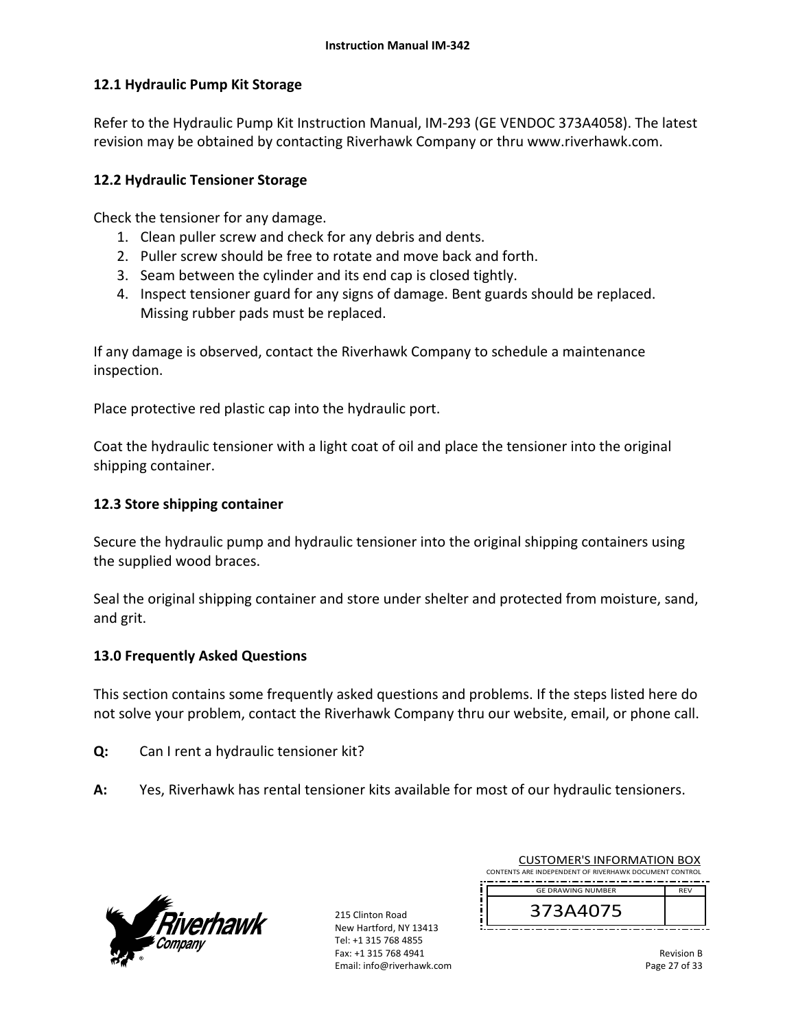## 12.1 Hydraulic Pump Kit Storage

Refer to the Hydraulic Pump Kit Instruction Manual, IM-293 (GE VENDOC 373A4058). The latest revision may be obtained by contacting Riverhawk Company or thru www.riverhawk.com.

## 12.2 Hydraulic Tensioner Storage

Check the tensioner for any damage.

1. Clean puller screw and check for any debris and dents.
2. Puller screw should be free to rotate and move back and forth.
3. Seam between the cylinder and its end cap is closed tightly.
4. Inspect tensioner guard for any signs of damage. Bent guards should be replaced. Missing rubber pads must be replaced.

If any damage is observed, contact the Riverhawk Company to schedule a maintenance inspection.

Place protective red plastic cap into the hydraulic port.

Coat the hydraulic tensioner with a light coat of oil and place the tensioner into the original shipping container.

## 12.3 Store shipping container

Secure the hydraulic pump and hydraulic tensioner into the original shipping containers using the supplied wood braces.

Seal the original shipping container and store under shelter and protected from moisture, sand, and grit.

## 13.0 Frequently Asked Questions

This section contains some frequently asked questions and problems. If the steps listed here do not solve your problem, contact the Riverhawk Company thru our website, email, or phone call.

**Q:** Can I rent a hydraulic tensioner kit?

**A:** Yes, Riverhawk has rental tensioner kits available for most of our hydraulic tensioners.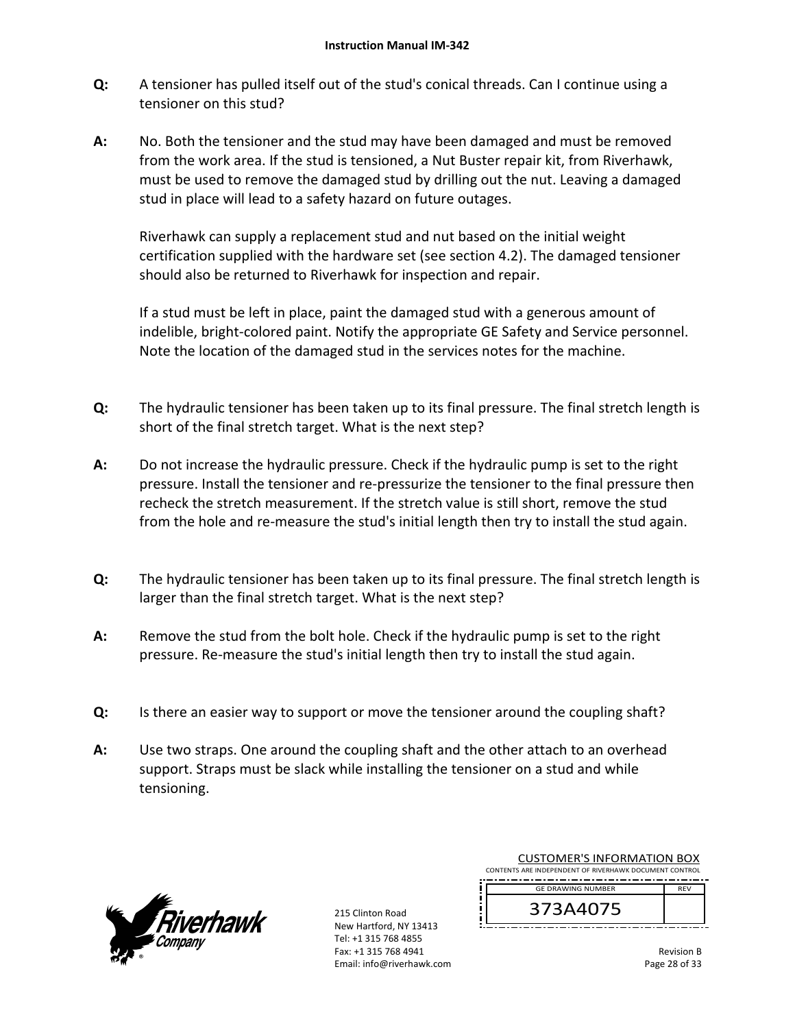**Q:** A tensioner has pulled itself out of the stud's conical threads. Can I continue using a tensioner on this stud?

**A:** No. Both the tensioner and the stud may have been damaged and must be removed from the work area. If the stud is tensioned, a Nut Buster repair kit, from Riverhawk, must be used to remove the damaged stud by drilling out the nut. Leaving a damaged stud in place will lead to a safety hazard on future outages.

Riverhawk can supply a replacement stud and nut based on the initial weight certification supplied with the hardware set (see section 4.2). The damaged tensioner should also be returned to Riverhawk for inspection and repair.

If a stud must be left in place, paint the damaged stud with a generous amount of indelible, bright-colored paint. Notify the appropriate GE Safety and Service personnel. Note the location of the damaged stud in the services notes for the machine.

**Q:** The hydraulic tensioner has been taken up to its final pressure. The final stretch length is short of the final stretch target. What is the next step?

**A:** Do not increase the hydraulic pressure. Check if the hydraulic pump is set to the right pressure. Install the tensioner and re-pressurize the tensioner to the final pressure then recheck the stretch measurement. If the stretch value is still short, remove the stud from the hole and re-measure the stud's initial length then try to install the stud again.

**Q:** The hydraulic tensioner has been taken up to its final pressure. The final stretch length is larger than the final stretch target. What is the next step?

**A:** Remove the stud from the bolt hole. Check if the hydraulic pump is set to the right pressure. Re-measure the stud's initial length then try to install the stud again.

**Q:** Is there an easier way to support or move the tensioner around the coupling shaft?

**A:** Use two straps. One around the coupling shaft and the other attach to an overhead support. Straps must be slack while installing the tensioner on a stud and while tensioning.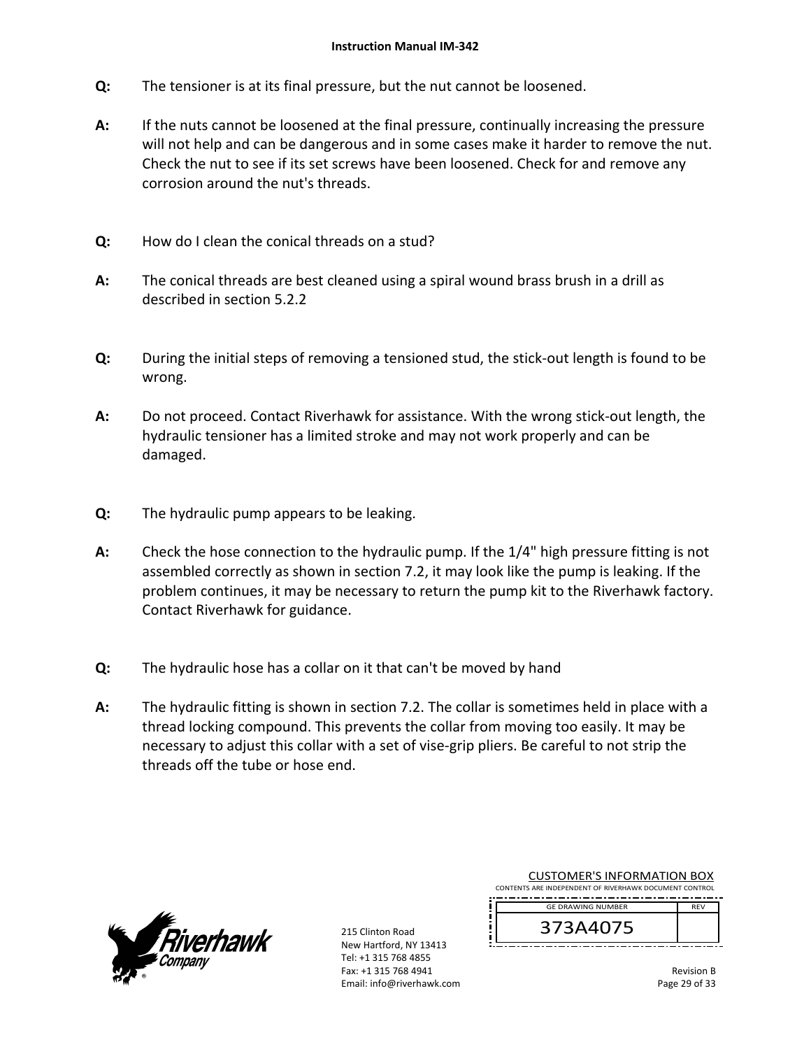**Q:** The tensioner is at its final pressure, but the nut cannot be loosened.

**A:** If the nuts cannot be loosened at the final pressure, continually increasing the pressure will not help and can be dangerous and in some cases make it harder to remove the nut. Check the nut to see if its set screws have been loosened. Check for and remove any corrosion around the nut's threads.

**Q:** How do I clean the conical threads on a stud?

**A:** The conical threads are best cleaned using a spiral wound brass brush in a drill as described in section 5.2.2

**Q:** During the initial steps of removing a tensioned stud, the stick-out length is found to be wrong.

**A:** Do not proceed. Contact Riverhawk for assistance. With the wrong stick-out length, the hydraulic tensioner has a limited stroke and may not work properly and can be damaged.

**Q:** The hydraulic pump appears to be leaking.

**A:** Check the hose connection to the hydraulic pump. If the 1/4" high pressure fitting is not assembled correctly as shown in section 7.2, it may look like the pump is leaking. If the problem continues, it may be necessary to return the pump kit to the Riverhawk factory. Contact Riverhawk for guidance.

**Q:** The hydraulic hose has a collar on it that can't be moved by hand

**A:** The hydraulic fitting is shown in section 7.2. The collar is sometimes held in place with a thread locking compound. This prevents the collar from moving too easily. It may be necessary to adjust this collar with a set of vise-grip pliers. Be careful to not strip the threads off the tube or hose end.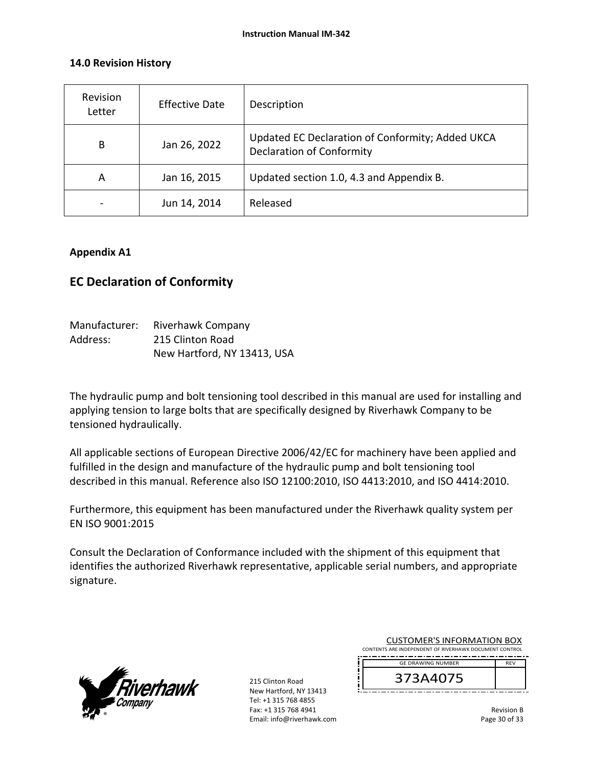### 14.0 Revision History

| Revision Letter | Effective Date | Description |
|---|---|---|
| B | Jan 26, 2022 | Updated EC Declaration of Conformity; Added UKCA Declaration of Conformity |
| A | Jan 16, 2015 | Updated section 1.0, 4.3 and Appendix B. |
| - | Jun 14, 2014 | Released |

**Appendix A1**

## EC Declaration of Conformity

Manufacturer: Riverhawk Company
Address: 215 Clinton Road
New Hartford, NY 13413, USA

The hydraulic pump and bolt tensioning tool described in this manual are used for installing and applying tension to large bolts that are specifically designed by Riverhawk Company to be tensioned hydraulically.

All applicable sections of European Directive 2006/42/EC for machinery have been applied and fulfilled in the design and manufacture of the hydraulic pump and bolt tensioning tool described in this manual. Reference also ISO 12100:2010, ISO 4413:2010, and ISO 4414:2010.

Furthermore, this equipment has been manufactured under the Riverhawk quality system per EN ISO 9001:2015

Consult the Declaration of Conformance included with the shipment of this equipment that identifies the authorized Riverhawk representative, applicable serial numbers, and appropriate signature.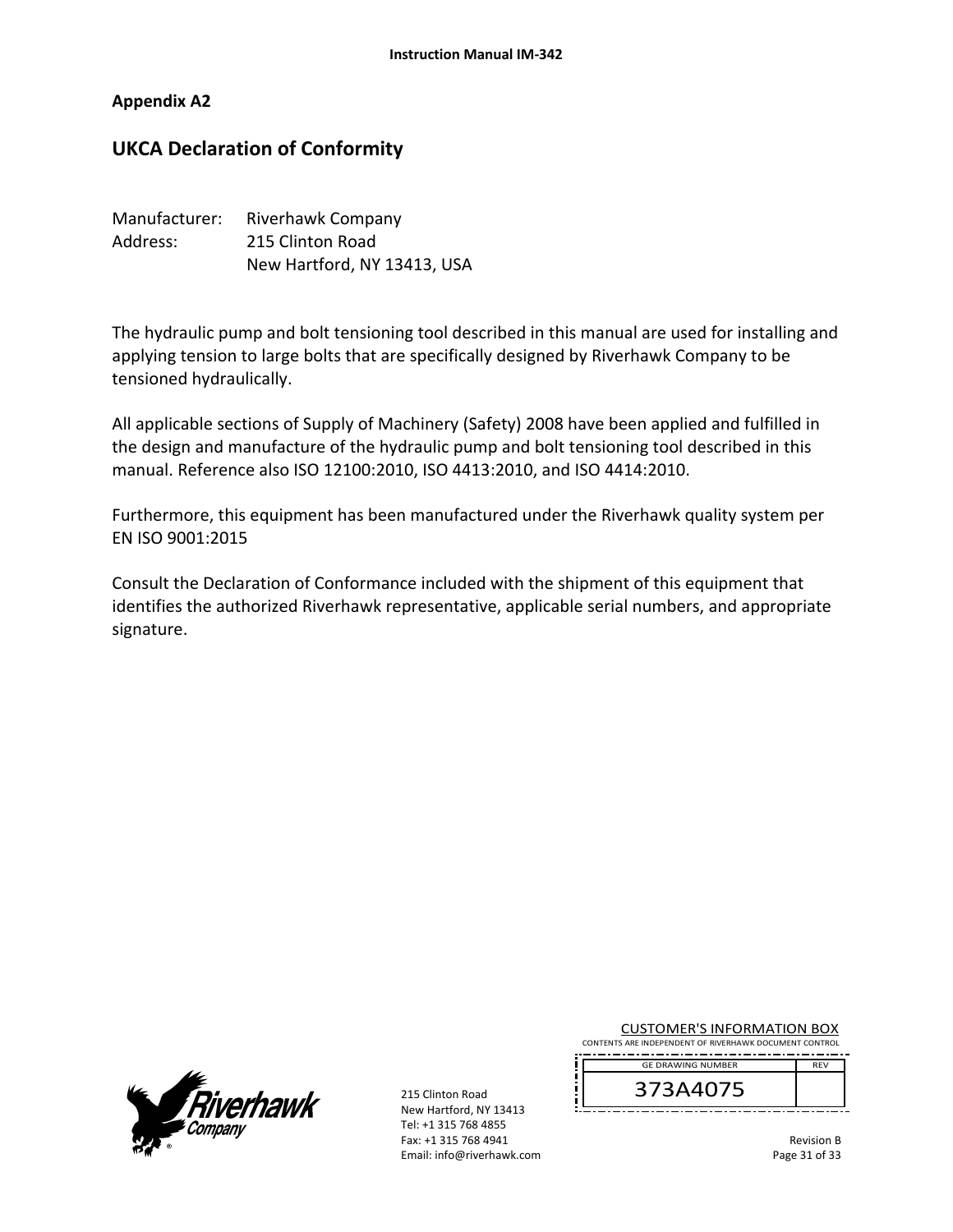## Appendix A2

# UKCA Declaration of Conformity

Manufacturer: Riverhawk Company
Address: 215 Clinton Road
New Hartford, NY 13413, USA

The hydraulic pump and bolt tensioning tool described in this manual are used for installing and applying tension to large bolts that are specifically designed by Riverhawk Company to be tensioned hydraulically.

All applicable sections of Supply of Machinery (Safety) 2008 have been applied and fulfilled in the design and manufacture of the hydraulic pump and bolt tensioning tool described in this manual. Reference also ISO 12100:2010, ISO 4413:2010, and ISO 4414:2010.

Furthermore, this equipment has been manufactured under the Riverhawk quality system per EN ISO 9001:2015

Consult the Declaration of Conformance included with the shipment of this equipment that identifies the authorized Riverhawk representative, applicable serial numbers, and appropriate signature.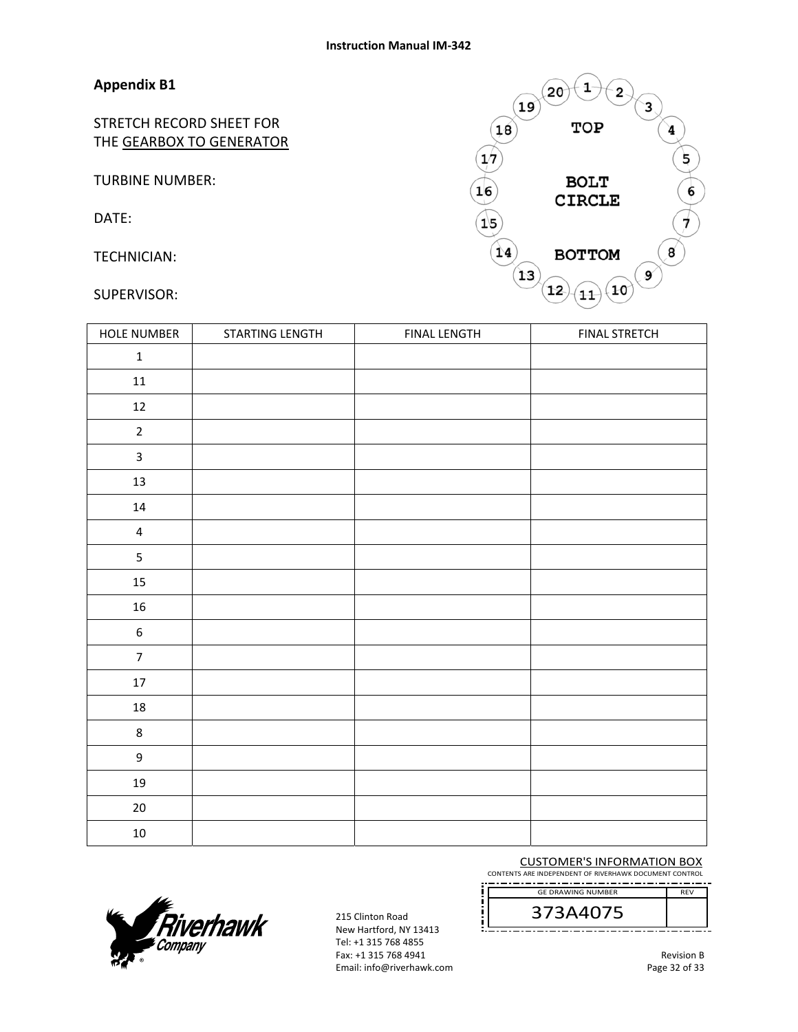## Appendix B1

STRETCH RECORD SHEET FOR THE GEARBOX TO GENERATOR

TURBINE NUMBER:

DATE:

TECHNICIAN:

SUPERVISOR:

TOP

BOLT CIRCLE

BOTTOM

| HOLE NUMBER | STARTING LENGTH | FINAL LENGTH | FINAL STRETCH |
|---|---|---|---|
| 1 | | | |
| 11 | | | |
| 12 | | | |
| 2 | | | |
| 3 | | | |
| 13 | | | |
| 14 | | | |
| 4 | | | |
| 5 | | | |
| 15 | | | |
| 16 | | | |
| 6 | | | |
| 7 | | | |
| 17 | | | |
| 18 | | | |
| 8 | | | |
| 9 | | | |
| 19 | | | |
| 20 | | | |
| 10 | | | |

CUSTOMER'S INFORMATION BOX
CONTENTS ARE INDEPENDENT OF RIVERHAWK DOCUMENT CONTROL

| GE DRAWING NUMBER | REV |
|---|---|
| 373A4075 | |

215 Clinton Road
New Hartford, NY 13413
Tel: +1 315 768 4855
Fax: +1 315 768 4941
Email: info@riverhawk.com

Revision B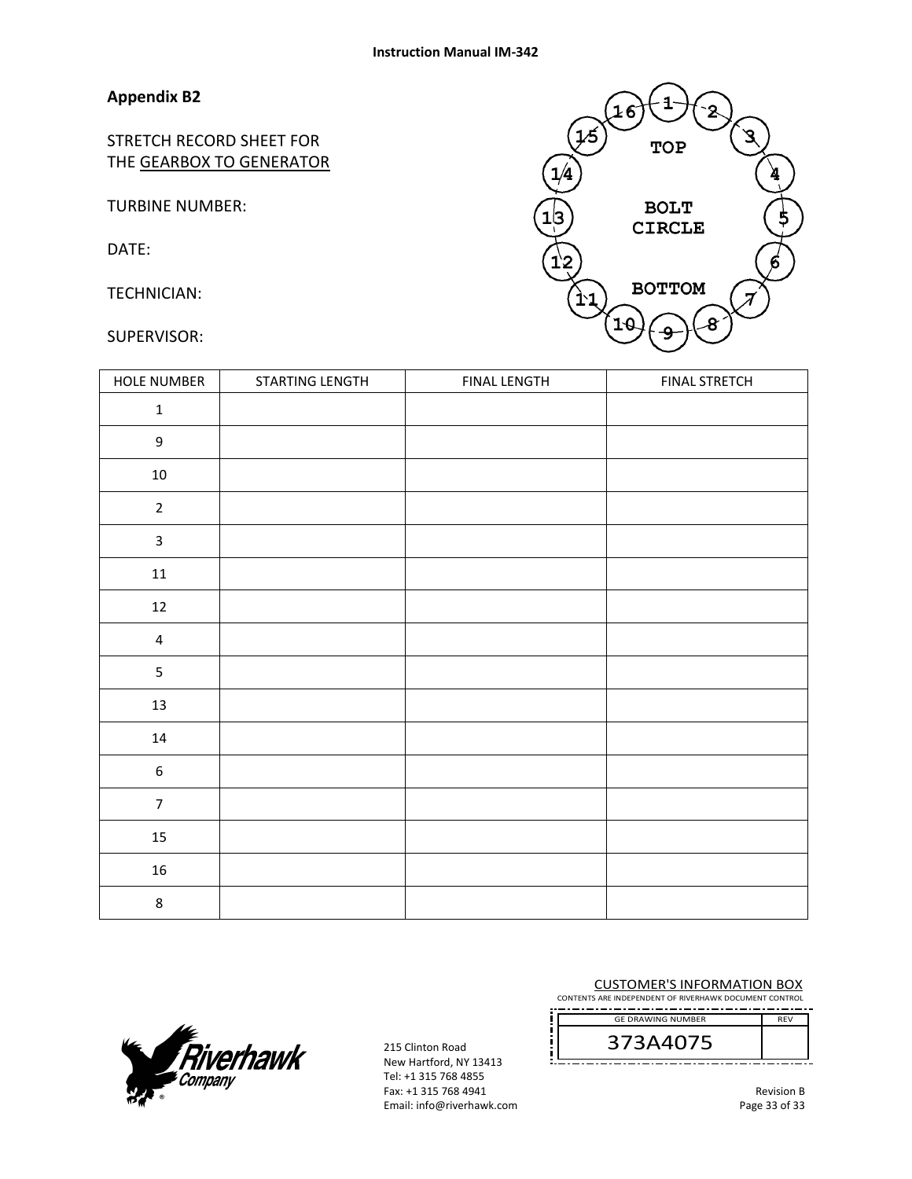## Appendix B2

STRETCH RECORD SHEET FOR THE GEARBOX TO GENERATOR

TURBINE NUMBER:

DATE:

TECHNICIAN:

SUPERVISOR:

TOP

BOLT CIRCLE

BOTTOM

1 2 3 4 5 6 7 8 9 10 11 12 13 14 15 16

| HOLE NUMBER | STARTING LENGTH | FINAL LENGTH | FINAL STRETCH |
|---|---|---|---|
| 1 | | | |
| 9 | | | |
| 10 | | | |
| 2 | | | |
| 3 | | | |
| 11 | | | |
| 12 | | | |
| 4 | | | |
| 5 | | | |
| 13 | | | |
| 14 | | | |
| 6 | | | |
| 7 | | | |
| 15 | | | |
| 16 | | | |
| 8 | | | |

CUSTOMER'S INFORMATION BOX
CONTENTS ARE INDEPENDENT OF RIVERHAWK DOCUMENT CONTROL

| GE DRAWING NUMBER | REV |
|---|---|
| 373A4075 | |

Riverhawk Company

215 Clinton Road
New Hartford, NY 13413
Tel: +1 315 768 4855
Fax: +1 315 768 4941
Email: info@riverhawk.com

Revision B